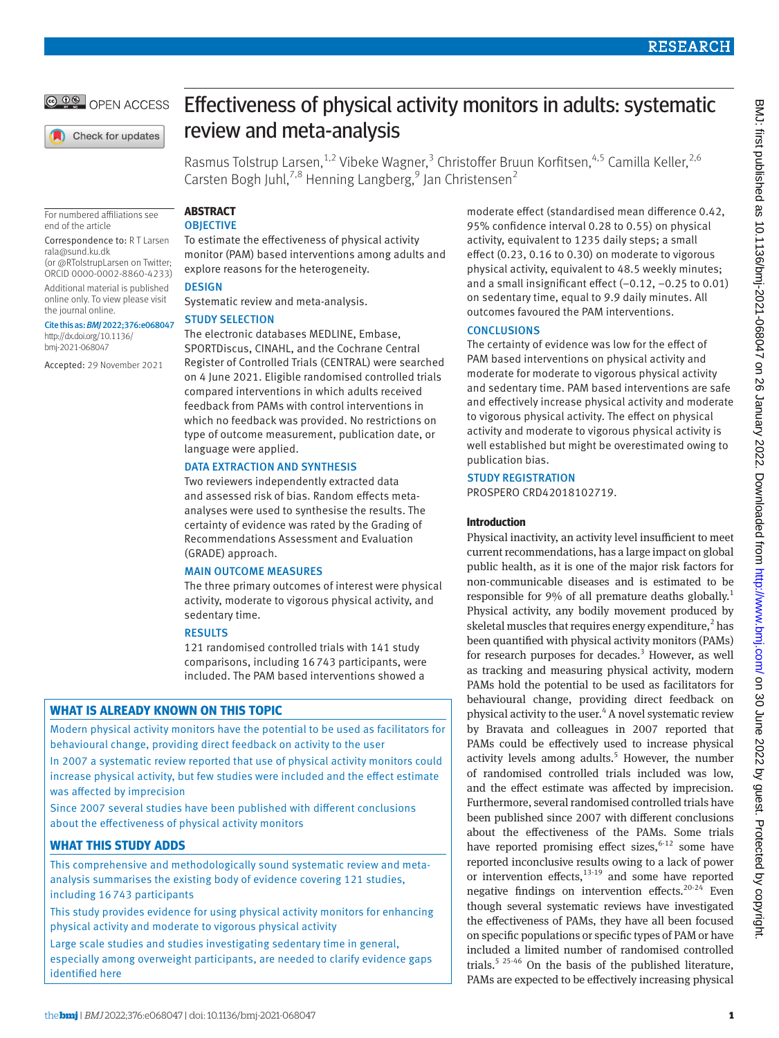# Effectiveness of physical activity monitors in adults: systematic review and meta-analysis

Rasmus Tolstrup Larsen,[1,2] Vibeke Wagner,[3] Christoffer Bruun Korfitsen,[4,5] Camilla Keller,[2,6] Carsten Bogh Juhl,[7,8] Henning Langberg,[9] Jan Christensen[2]

For numbered affiliations see end of the article

Correspondence to: R T Larsen rala@sund.ku.dk (or @RTolstrupLarsen on Twitter; ORCID 0000-0002-8860-4233)

Additional material is published online only. To view please visit the journal online.

Cite this as: *BMJ* 2022;376:e068047 http://dx.doi.org/10.1136/bmj-2021-068047

Accepted: 29 November 2021

## ABSTRACT

### OBJECTIVE

To estimate the effectiveness of physical activity monitor (PAM) based interventions among adults and explore reasons for the heterogeneity.

### DESIGN

Systematic review and meta-analysis.

### STUDY SELECTION

The electronic databases MEDLINE, Embase, SPORTDiscus, CINAHL, and the Cochrane Central Register of Controlled Trials (CENTRAL) were searched on 4 June 2021. Eligible randomised controlled trials compared interventions in which adults received feedback from PAMs with control interventions in which no feedback was provided. No restrictions on type of outcome measurement, publication date, or language were applied.

### DATA EXTRACTION AND SYNTHESIS

Two reviewers independently extracted data and assessed risk of bias. Random effects meta-analyses were used to synthesise the results. The certainty of evidence was rated by the Grading of Recommendations Assessment and Evaluation (GRADE) approach.

### MAIN OUTCOME MEASURES

The three primary outcomes of interest were physical activity, moderate to vigorous physical activity, and sedentary time.

### RESULTS

121 randomised controlled trials with 141 study comparisons, including 16 743 participants, were included. The PAM based interventions showed a moderate effect (standardised mean difference 0.42, 95% confidence interval 0.28 to 0.55) on physical activity, equivalent to 1235 daily steps; a small effect (0.23, 0.16 to 0.30) on moderate to vigorous physical activity, equivalent to 48.5 weekly minutes; and a small insignificant effect (−0.12, −0.25 to 0.01) on sedentary time, equal to 9.9 daily minutes. All outcomes favoured the PAM interventions.

### CONCLUSIONS

The certainty of evidence was low for the effect of PAM based interventions on physical activity and moderate for moderate to vigorous physical activity and sedentary time. PAM based interventions are safe and effectively increase physical activity and moderate to vigorous physical activity. The effect on physical activity and moderate to vigorous physical activity is well established but might be overestimated owing to publication bias.

### STUDY REGISTRATION

PROSPERO CRD42018102719.

## WHAT IS ALREADY KNOWN ON THIS TOPIC

Modern physical activity monitors have the potential to be used as facilitators for behavioural change, providing direct feedback on activity to the user

In 2007 a systematic review reported that use of physical activity monitors could increase physical activity, but few studies were included and the effect estimate was affected by imprecision

Since 2007 several studies have been published with different conclusions about the effectiveness of physical activity monitors

## WHAT THIS STUDY ADDS

This comprehensive and methodologically sound systematic review and meta-analysis summarises the existing body of evidence covering 121 studies, including 16 743 participants

This study provides evidence for using physical activity monitors for enhancing physical activity and moderate to vigorous physical activity

Large scale studies and studies investigating sedentary time in general, especially among overweight participants, are needed to clarify evidence gaps identified here

## Introduction

Physical inactivity, an activity level insufficient to meet current recommendations, has a large impact on global public health, as it is one of the major risk factors for non-communicable diseases and is estimated to be responsible for 9% of all premature deaths globally.[1] Physical activity, any bodily movement produced by skeletal muscles that requires energy expenditure,[2] has been quantified with physical activity monitors (PAMs) for research purposes for decades.[3] However, as well as tracking and measuring physical activity, modern PAMs hold the potential to be used as facilitators for behavioural change, providing direct feedback on physical activity to the user.[4] A novel systematic review by Bravata and colleagues in 2007 reported that PAMs could be effectively used to increase physical activity levels among adults.[5] However, the number of randomised controlled trials included was low, and the effect estimate was affected by imprecision. Furthermore, several randomised controlled trials have been published since 2007 with different conclusions about the effectiveness of the PAMs. Some trials have reported promising effect sizes,[6-12] some have reported inconclusive results owing to a lack of power or intervention effects,[13-19] and some have reported negative findings on intervention effects.[20-24] Even though several systematic reviews have investigated the effectiveness of PAMs, they have all been focused on specific populations or specific types of PAM or have included a limited number of randomised controlled trials.[5 25-46] On the basis of the published literature, PAMs are expected to be effectively increasing physical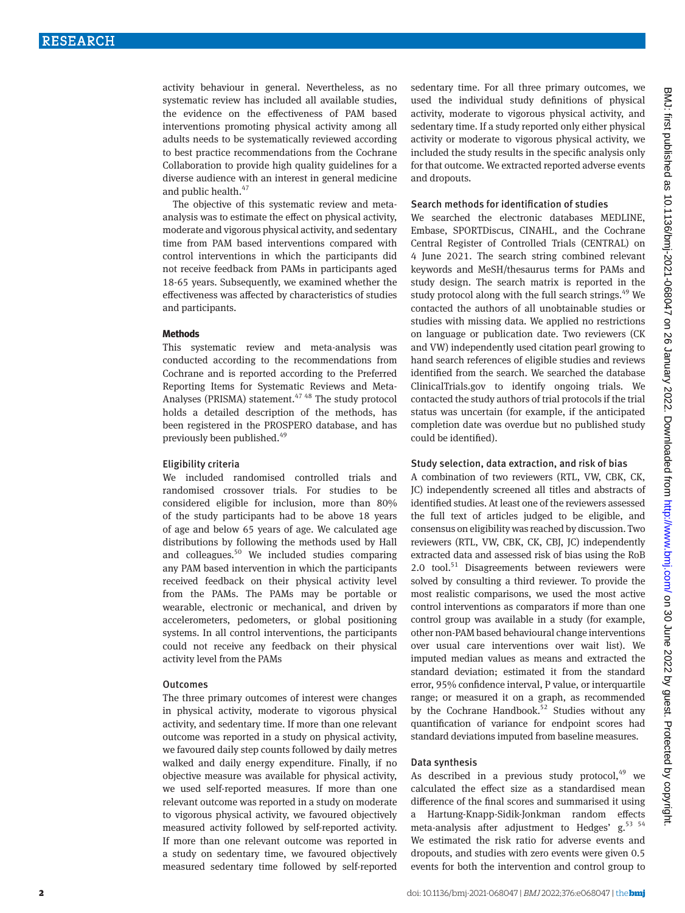activity behaviour in general. Nevertheless, as no systematic review has included all available studies, the evidence on the effectiveness of PAM based interventions promoting physical activity among all adults needs to be systematically reviewed according to best practice recommendations from the Cochrane Collaboration to provide high quality guidelines for a diverse audience with an interest in general medicine and public health.[47]

The objective of this systematic review and meta-analysis was to estimate the effect on physical activity, moderate and vigorous physical activity, and sedentary time from PAM based interventions compared with control interventions in which the participants did not receive feedback from PAMs in participants aged 18-65 years. Subsequently, we examined whether the effectiveness was affected by characteristics of studies and participants.

## Methods

This systematic review and meta-analysis was conducted according to the recommendations from Cochrane and is reported according to the Preferred Reporting Items for Systematic Reviews and Meta-Analyses (PRISMA) statement.[47 48] The study protocol holds a detailed description of the methods, has been registered in the PROSPERO database, and has previously been published.[49]

### Eligibility criteria

We included randomised controlled trials and randomised crossover trials. For studies to be considered eligible for inclusion, more than 80% of the study participants had to be above 18 years of age and below 65 years of age. We calculated age distributions by following the methods used by Hall and colleagues.[50] We included studies comparing any PAM based intervention in which the participants received feedback on their physical activity level from the PAMs. The PAMs may be portable or wearable, electronic or mechanical, and driven by accelerometers, pedometers, or global positioning systems. In all control interventions, the participants could not receive any feedback on their physical activity level from the PAMs

### Outcomes

The three primary outcomes of interest were changes in physical activity, moderate to vigorous physical activity, and sedentary time. If more than one relevant outcome was reported in a study on physical activity, we favoured daily step counts followed by daily metres walked and daily energy expenditure. Finally, if no objective measure was available for physical activity, we used self-reported measures. If more than one relevant outcome was reported in a study on moderate to vigorous physical activity, we favoured objectively measured activity followed by self-reported activity. If more than one relevant outcome was reported in a study on sedentary time, we favoured objectively measured sedentary time followed by self-reported sedentary time. For all three primary outcomes, we used the individual study definitions of physical activity, moderate to vigorous physical activity, and sedentary time. If a study reported only either physical activity or moderate to vigorous physical activity, we included the study results in the specific analysis only for that outcome. We extracted reported adverse events and dropouts.

### Search methods for identification of studies

We searched the electronic databases MEDLINE, Embase, SPORTDiscus, CINAHL, and the Cochrane Central Register of Controlled Trials (CENTRAL) on 4 June 2021. The search string combined relevant keywords and MeSH/thesaurus terms for PAMs and study design. The search matrix is reported in the study protocol along with the full search strings.[49] We contacted the authors of all unobtainable studies or studies with missing data. We applied no restrictions on language or publication date. Two reviewers (CK and VW) independently used citation pearl growing to hand search references of eligible studies and reviews identified from the search. We searched the database ClinicalTrials.gov to identify ongoing trials. We contacted the study authors of trial protocols if the trial status was uncertain (for example, if the anticipated completion date was overdue but no published study could be identified).

### Study selection, data extraction, and risk of bias

A combination of two reviewers (RTL, VW, CBK, CK, JC) independently screened all titles and abstracts of identified studies. At least one of the reviewers assessed the full text of articles judged to be eligible, and consensus on eligibility was reached by discussion. Two reviewers (RTL, VW, CBK, CK, CBJ, JC) independently extracted data and assessed risk of bias using the RoB 2.0 tool.[51] Disagreements between reviewers were solved by consulting a third reviewer. To provide the most realistic comparisons, we used the most active control interventions as comparators if more than one control group was available in a study (for example, other non-PAM based behavioural change interventions over usual care interventions over wait list). We imputed median values as means and extracted the standard deviation; estimated it from the standard error, 95% confidence interval, P value, or interquartile range; or measured it on a graph, as recommended by the Cochrane Handbook.[52] Studies without any quantification of variance for endpoint scores had standard deviations imputed from baseline measures.

### Data synthesis

As described in a previous study protocol,[49] we calculated the effect size as a standardised mean difference of the final scores and summarised it using a Hartung-Knapp-Sidik-Jonkman random effects meta-analysis after adjustment to Hedges' g.[53 54] We estimated the risk ratio for adverse events and dropouts, and studies with zero events were given 0.5 events for both the intervention and control group to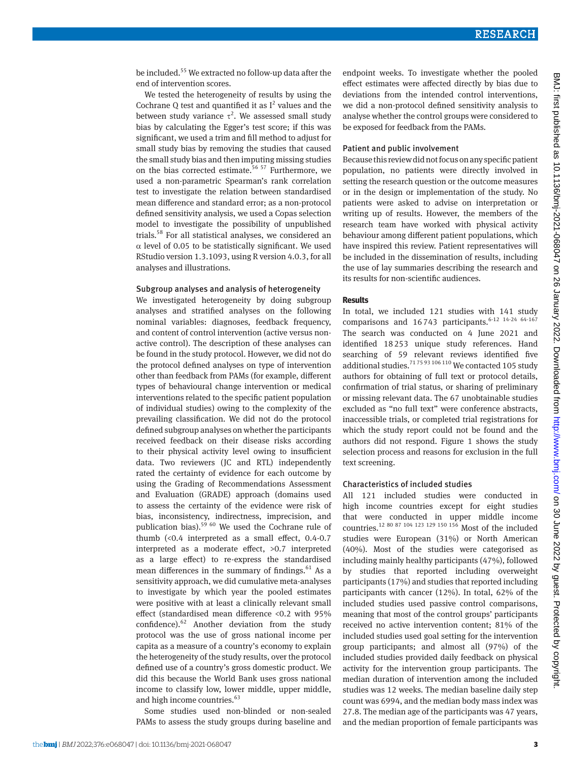be included.[55] We extracted no follow-up data after the end of intervention scores.

We tested the heterogeneity of results by using the Cochrane Q test and quantified it as $I^2$ values and the between study variance $\tau^2$. We assessed small study bias by calculating the Egger's test score; if this was significant, we used a trim and fill method to adjust for small study bias by removing the studies that caused the small study bias and then imputing missing studies on the bias corrected estimate.[56 57] Furthermore, we used a non-parametric Spearman's rank correlation test to investigate the relation between standardised mean difference and standard error; as a non-protocol defined sensitivity analysis, we used a Copas selection model to investigate the possibility of unpublished trials.[58] For all statistical analyses, we considered an $\alpha$ level of 0.05 to be statistically significant. We used RStudio version 1.3.1093, using R version 4.0.3, for all analyses and illustrations.

### Subgroup analyses and analysis of heterogeneity

We investigated heterogeneity by doing subgroup analyses and stratified analyses on the following nominal variables: diagnoses, feedback frequency, and content of control intervention (active versus non-active control). The description of these analyses can be found in the study protocol. However, we did not do the protocol defined analyses on type of intervention other than feedback from PAMs (for example, different types of behavioural change intervention or medical interventions related to the specific patient population of individual studies) owing to the complexity of the prevailing classification. We did not do the protocol defined subgroup analyses on whether the participants received feedback on their disease risks according to their physical activity level owing to insufficient data. Two reviewers (JC and RTL) independently rated the certainty of evidence for each outcome by using the Grading of Recommendations Assessment and Evaluation (GRADE) approach (domains used to assess the certainty of the evidence were risk of bias, inconsistency, indirectness, imprecision, and publication bias).[59 60] We used the Cochrane rule of thumb (<0.4 interpreted as a small effect, 0.4-0.7 interpreted as a moderate effect, >0.7 interpreted as a large effect) to re-express the standardised mean differences in the summary of findings.[61] As a sensitivity approach, we did cumulative meta-analyses to investigate by which year the pooled estimates were positive with at least a clinically relevant small effect (standardised mean difference <0.2 with 95% confidence).[62] Another deviation from the study protocol was the use of gross national income per capita as a measure of a country's economy to explain the heterogeneity of the study results, over the protocol defined use of a country's gross domestic product. We did this because the World Bank uses gross national income to classify low, lower middle, upper middle, and high income countries.[63]

Some studies used non-blinded or non-sealed PAMs to assess the study groups during baseline and endpoint weeks. To investigate whether the pooled effect estimates were affected directly by bias due to deviations from the intended control interventions, we did a non-protocol defined sensitivity analysis to analyse whether the control groups were considered to be exposed for feedback from the PAMs.

### Patient and public involvement

Because this review did not focus on any specific patient population, no patients were directly involved in setting the research question or the outcome measures or in the design or implementation of the study. No patients were asked to advise on interpretation or writing up of results. However, the members of the research team have worked with physical activity behaviour among different patient populations, which have inspired this review. Patient representatives will be included in the dissemination of results, including the use of lay summaries describing the research and its results for non-scientific audiences.

## Results

In total, we included 121 studies with 141 study comparisons and 16 743 participants.[6-12 14-24 64-167] The search was conducted on 4 June 2021 and identified 18 253 unique study references. Hand searching of 59 relevant reviews identified five additional studies.[71 75 93 106 110] We contacted 105 study authors for obtaining of full text or protocol details, confirmation of trial status, or sharing of preliminary or missing relevant data. The 67 unobtainable studies excluded as "no full text" were conference abstracts, inaccessible trials, or completed trial registrations for which the study report could not be found and the authors did not respond. Figure 1 shows the study selection process and reasons for exclusion in the full text screening.

### Characteristics of included studies

All 121 included studies were conducted in high income countries except for eight studies that were conducted in upper middle income countries.[12 80 87 104 123 129 150 156] Most of the included studies were European (31%) or North American (40%). Most of the studies were categorised as including mainly healthy participants (47%), followed by studies that reported including overweight participants (17%) and studies that reported including participants with cancer (12%). In total, 62% of the included studies used passive control comparisons, meaning that most of the control groups' participants received no active intervention content; 81% of the included studies used goal setting for the intervention group participants; and almost all (97%) of the included studies provided daily feedback on physical activity for the intervention group participants. The median duration of intervention among the included studies was 12 weeks. The median baseline daily step count was 6994, and the median body mass index was 27.8. The median age of the participants was 47 years, and the median proportion of female participants was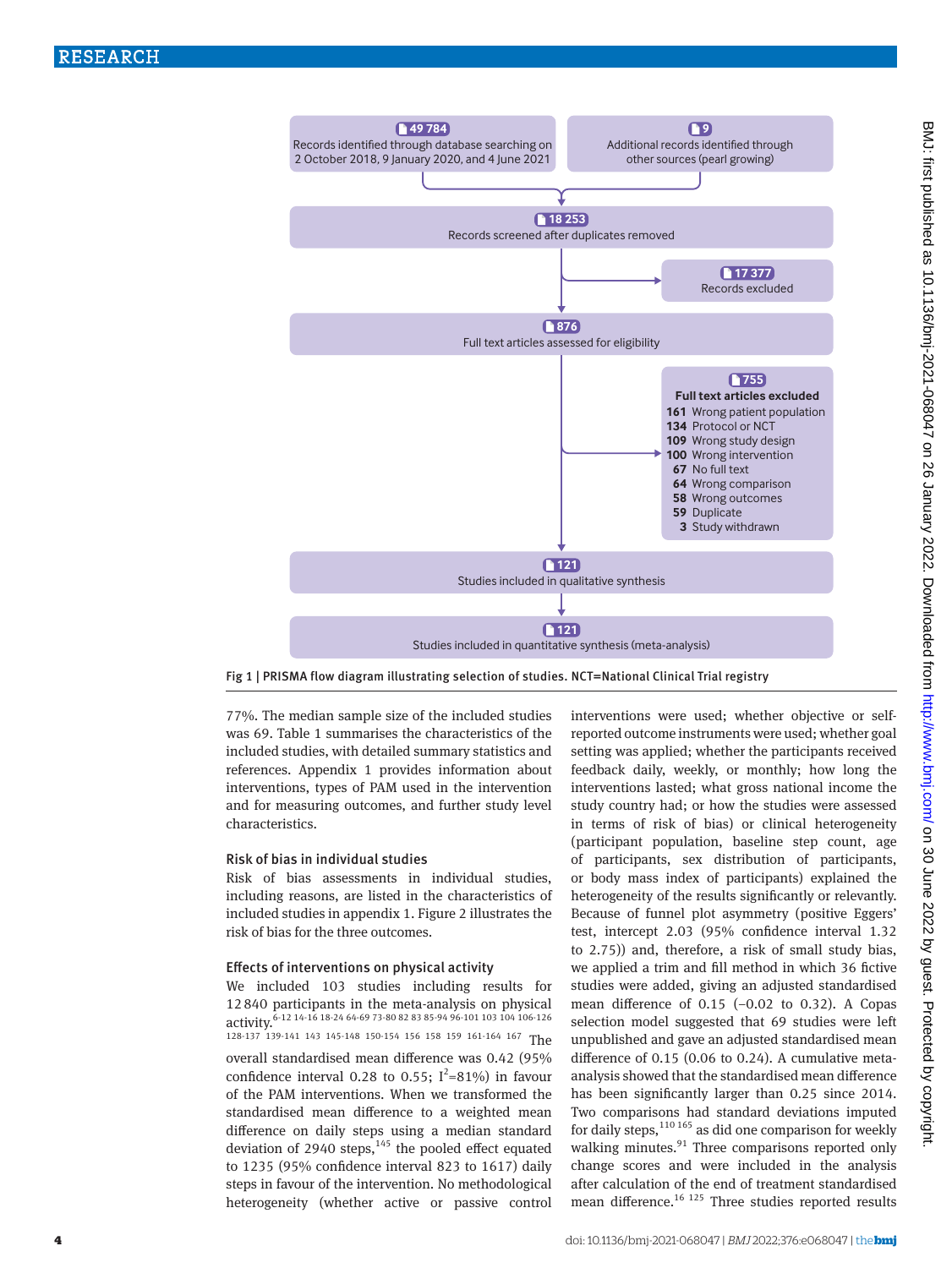Records identified through database searching on 2 October 2018, 9 January 2020, and 4 June 2021: 49 784

Additional records identified through other sources (pearl growing): 9

Records screened after duplicates removed: 18 253

Records excluded: 17 377

Full text articles assessed for eligibility: 876

Full text articles excluded: 755
- 161 Wrong patient population
- 134 Protocol or NCT
- 109 Wrong study design
- 100 Wrong intervention
- 67 No full text
- 64 Wrong comparison
- 58 Wrong outcomes
- 59 Duplicate
- 3 Study withdrawn

Studies included in qualitative synthesis: 121

Studies included in quantitative synthesis (meta-analysis): 121

Fig 1 | PRISMA flow diagram illustrating selection of studies. NCT=National Clinical Trial registry

77%. The median sample size of the included studies was 69. Table 1 summarises the characteristics of the included studies, with detailed summary statistics and references. Appendix 1 provides information about interventions, types of PAM used in the intervention and for measuring outcomes, and further study level characteristics.

### Risk of bias in individual studies

Risk of bias assessments in individual studies, including reasons, are listed in the characteristics of included studies in appendix 1. Figure 2 illustrates the risk of bias for the three outcomes.

### Effects of interventions on physical activity

We included 103 studies including results for 12 840 participants in the meta-analysis on physical activity.[6-12 14-16 18-24 64-69 73-80 82 83 85-94 96-101 103 104 106-126 128-137 139-141 143 145-148 150-154 156 158 159 161-164 167] The overall standardised mean difference was 0.42 (95% confidence interval 0.28 to 0.55; $I^2$=81%) in favour of the PAM interventions. When we transformed the standardised mean difference to a weighted mean difference on daily steps using a median standard deviation of 2940 steps,[145] the pooled effect equated to 1235 (95% confidence interval 823 to 1617) daily steps in favour of the intervention. No methodological heterogeneity (whether active or passive control interventions were used; whether objective or self-reported outcome instruments were used; whether goal setting was applied; whether the participants received feedback daily, weekly, or monthly; how long the interventions lasted; what gross national income the study country had; or how the studies were assessed in terms of risk of bias) or clinical heterogeneity (participant population, baseline step count, age of participants, sex distribution of participants, or body mass index of participants) explained the heterogeneity of the results significantly or relevantly. Because of funnel plot asymmetry (positive Eggers' test, intercept 2.03 (95% confidence interval 1.32 to 2.75)) and, therefore, a risk of small study bias, we applied a trim and fill method in which 36 fictive studies were added, giving an adjusted standardised mean difference of 0.15 (−0.02 to 0.32). A Copas selection model suggested that 69 studies were left unpublished and gave an adjusted standardised mean difference of 0.15 (0.06 to 0.24). A cumulative meta-analysis showed that the standardised mean difference has been significantly larger than 0.25 since 2014. Two comparisons had standard deviations imputed for daily steps,[110 165] as did one comparison for weekly walking minutes.[91] Three comparisons reported only change scores and were included in the analysis after calculation of the end of treatment standardised mean difference.[16 125] Three studies reported results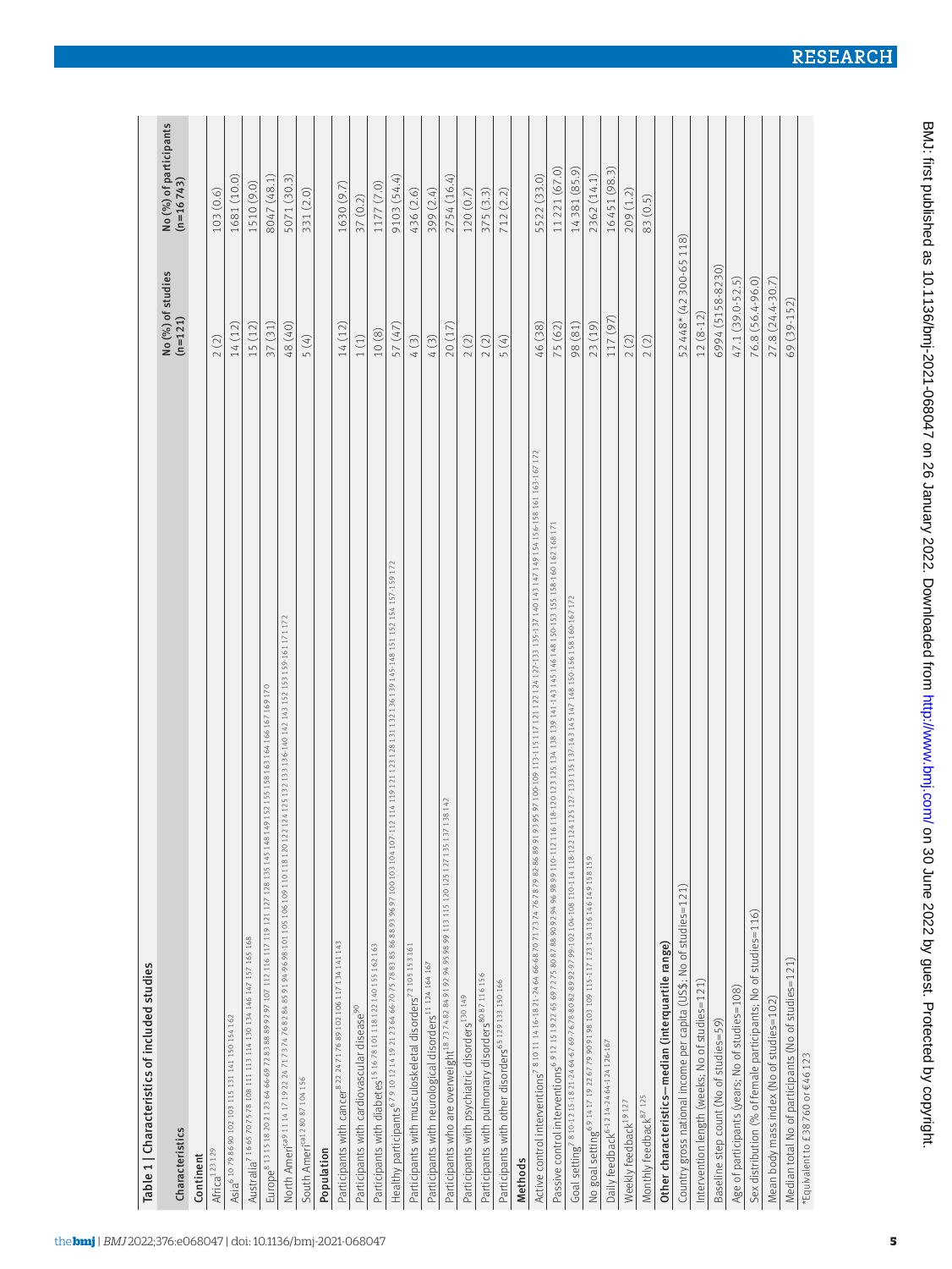**Table 1 | Characteristics of included studies**

| Characteristics | No (%) of studies (n=121) | No (%) of participants (n=16 743) |
|---|---|---|
| **Continent** | | |
| Africa[123 129] | 2 (2) | 103 (0.6) |
| Asia[6 10 79 86 90 102 103 115 131 141 150 154 162] | 14 (12) | 1681 (10.0) |
| Australia[7 16 65 70 75 78 108 111 113 114 130 134 146 147 157 165 168] | 15 (12) | 1510 (9.0) |
| Europe[8 13 15 18 20 21 23 64 66-69 72 83 88 89 92 97 107 112 116 117 119 121 127 128 135 145 148 149 152 155 158 163 164 166 167 169 170] | 37 (31) | 8047 (48.1) |
| North America[9 11 14 17 19 22 24 71 73 74 76 82 84 85 91 94-96 98-101 105 106 109 110 118 120 122 124 125 132 133 136-140 142 143 152 153 159-161 171 172] | 48 (40) | 5071 (30.3) |
| South America[12 80 87 104 156] | 5 (4) | 331 (2.0) |
| **Population** | | |
| Participants with cancer[8 22 24 71 76 89 102 106 117 134 141 143] | 14 (12) | 1630 (9.7) |
| Participants with cardiovascular disease[90] | 1 (1) | 37 (0.2) |
| Participants with diabetes[15 16 78 101 118 122 140 155 162 163] | 10 (8) | 1177 (7.0) |
| Healthy participants[6 7 9 10 12 14 19 21 23 64 66-70 75 78 83 85 86 88 93 96 97 100 103 104 107-112 114 119 121 123 128 131 132 136 139 145-148 151 152 154 157-159 172] | 57 (47) | 9103 (54.4) |
| Participants with musculoskeletal disorders[72 105 153 161] | 4 (3) | 436 (2.6) |
| Participants with neurological disorders[11 124 164 167] | 4 (3) | 399 (2.4) |
| Participants who are overweight[18 73 74 82 84 91 92 94 95 98 99 113 115 120 125 127 135 137 138 142] | 20 (17) | 2754 (16.4) |
| Participants with psychiatric disorders[130 149] | 2 (2) | 120 (0.7) |
| Participants with pulmonary disorders[80 87 116 156] | 2 (2) | 375 (3.3) |
| Participants with other disorders[65 129 133 150 166] | 5 (4) | 712 (2.2) |
| **Methods** | | |
| Active control interventions[7 8 10 11 14 16-18 21-24 64 66-68 70 71 73 74 76 78 79 82-86 89 91 93 95 97 100-109 113-115 117 121 122 124 127-133 135-137 140 143 147 149 154 156-158 161 163-167 172] | 46 (38) | 5522 (33.0) |
| Passive control interventions[6 9 12 15 19 22 65 69 72 75 80 87 88 90 92 94 96 98 99 110-112 116 118-120 123 125 134 138 139 141-143 145 146 148 150-153 155 158-160 162 168 171] | 75 (62) | 11 221 (67.0) |
| Goal setting[7 8 10-12 15-18 21-24 64 67 69-76 78-80 82-89 92-97 99-102 104-108 110-114 118-122 124 125 127 133 135 137-143 145 147 148 150-156 158 160-167 172] | 98 (81) | 14 381 (85.9) |
| No goal setting[6 9 14 17 19 22 67 79 90 91 98 103 109 115-117 123 134 136 146 149 158 159] | 23 (19) | 2362 (14.1) |
| Daily feedback[6-12 14-24 64-124 126-167] | 117 (97) | 16 451 (98.3) |
| Weekly feedback[19 127] | 2 (2) | 209 (1.2) |
| Monthly feedback[87 125] | 2 (2) | 83 (0.5) |
| **Other characteristics—median (interquartile range)** | | |
| Country gross national income per capita (US$; No of studies=121) | 52 448* (42 300-65 118) | |
| Intervention length (weeks; No of studies=121) | 12 (8-12) | |
| Baseline step count (No of studies=59) | 6994 (5158-8230) | |
| Age of participants (years; No of studies=108) | 47.1 (39.0-52.5) | |
| Sex distribution (% of female participants; No of studies=116) | 76.8 (56.4-96.0) | |
| Mean body mass index (No of studies=102) | 27.8 (24.4-30.7) | |
| Median total No of participants (No of studies=121) | 69 (39-152) | |

*Equivalent to £38 760 or €46 123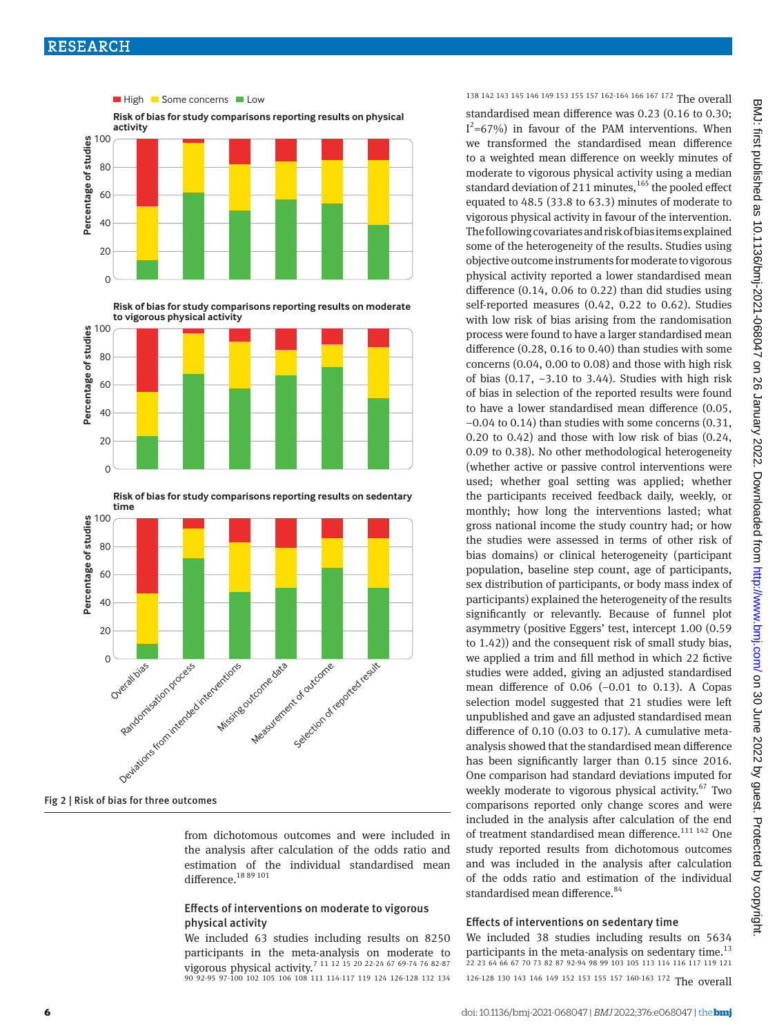Fig 2 | Risk of bias for three outcomes

from dichotomous outcomes and were included in the analysis after calculation of the odds ratio and estimation of the individual standardised mean difference.[18 89 101]

### Effects of interventions on moderate to vigorous physical activity

We included 63 studies including results on 8250 participants in the meta-analysis on moderate to vigorous physical activity.[7 11 12 15 20 22-24 67 69-74 76 82-87 90 92-95 97-100 102 105 106 108 111 114-117 119 124 126-128 132 134 138 142 143 145 146 149 153 155 157 162-164 166 167 172] The overall standardised mean difference was 0.23 (0.16 to 0.30; $I^2$=67%) in favour of the PAM interventions. When we transformed the standardised mean difference to a weighted mean difference on weekly minutes of moderate to vigorous physical activity using a median standard deviation of 211 minutes,[165] the pooled effect equated to 48.5 (33.8 to 63.3) minutes of moderate to vigorous physical activity in favour of the intervention. The following covariates and risk of bias items explained some of the heterogeneity of the results. Studies using objective outcome instruments for moderate to vigorous physical activity reported a lower standardised mean difference (0.14, 0.06 to 0.22) than did studies using self-reported measures (0.42, 0.22 to 0.62). Studies with low risk of bias arising from the randomisation process were found to have a larger standardised mean difference (0.28, 0.16 to 0.40) than studies with some concerns (0.04, 0.00 to 0.08) and those with high risk of bias (0.17, −3.10 to 3.44). Studies with high risk of bias in selection of the reported results were found to have a lower standardised mean difference (0.05, −0.04 to 0.14) than studies with some concerns (0.31, 0.20 to 0.42) and those with low risk of bias (0.24, 0.09 to 0.38). No other methodological heterogeneity (whether active or passive control interventions were used; whether goal setting was applied; whether the participants received feedback daily, weekly, or monthly; how long the interventions lasted; what gross national income the study country had; or how the studies were assessed in terms of other risk of bias domains) or clinical heterogeneity (participant population, baseline step count, age of participants, sex distribution of participants, or body mass index of participants) explained the heterogeneity of the results significantly or relevantly. Because of funnel plot asymmetry (positive Eggers' test, intercept 1.00 (0.59 to 1.42)) and the consequent risk of small study bias, we applied a trim and fill method in which 22 fictive studies were added, giving an adjusted standardised mean difference of 0.06 (−0.01 to 0.13). A Copas selection model suggested that 21 studies were left unpublished and gave an adjusted standardised mean difference of 0.10 (0.03 to 0.17). A cumulative meta-analysis showed that the standardised mean difference has been significantly larger than 0.15 since 2016. One comparison had standard deviations imputed for weekly moderate to vigorous physical activity.[67] Two comparisons reported only change scores and were included in the analysis after calculation of the end of treatment standardised mean difference.[111 142] One study reported results from dichotomous outcomes and was included in the analysis after calculation of the odds ratio and estimation of the individual standardised mean difference.[84]

### Effects of interventions on sedentary time

We included 38 studies including results on 5634 participants in the meta-analysis on sedentary time.[13 22 23 64 66 67 70 73 82 87 92-94 98 99 103 105 113 114 116 117 119 121 126-128 130 143 146 149 152 153 155 157 160-163 172] The overall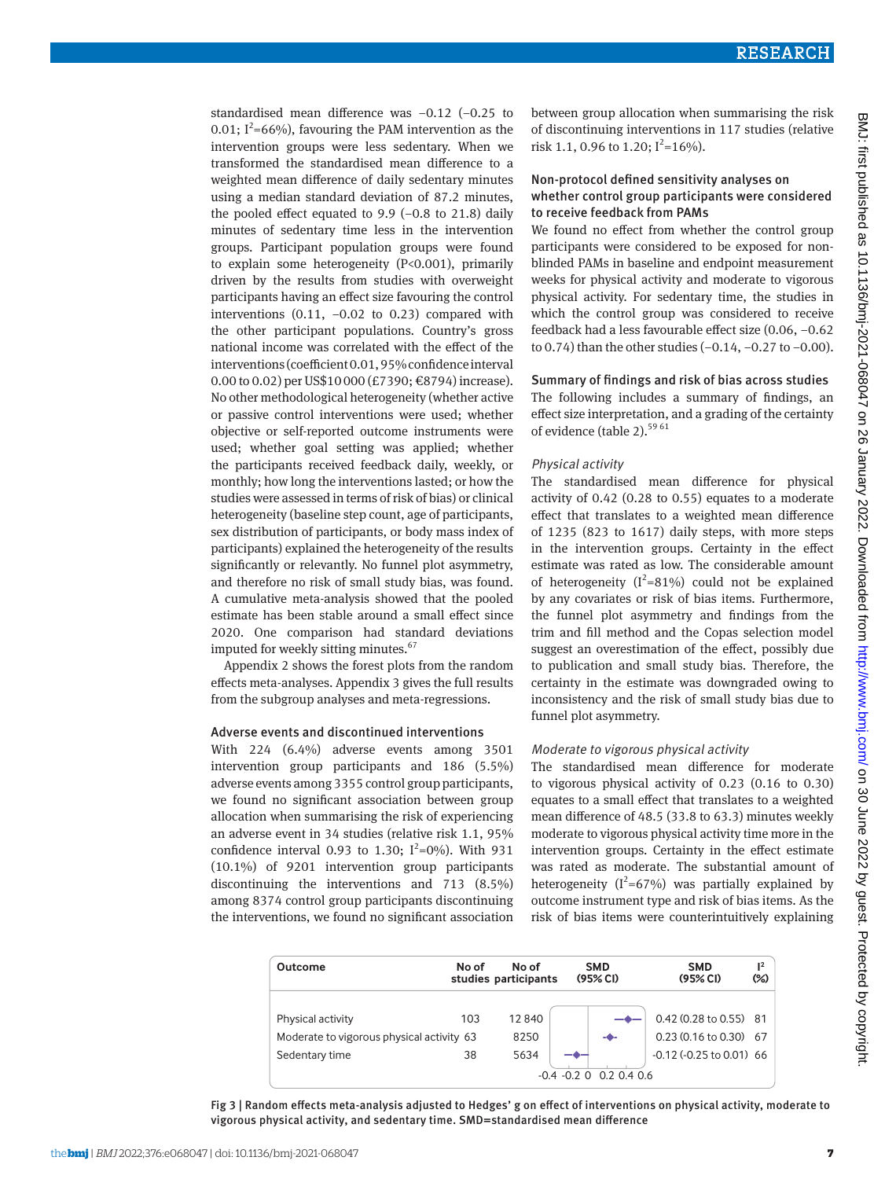standardised mean difference was −0.12 (−0.25 to 0.01; $I^2$=66%), favouring the PAM intervention as the intervention groups were less sedentary. When we transformed the standardised mean difference to a weighted mean difference of daily sedentary minutes using a median standard deviation of 87.2 minutes, the pooled effect equated to 9.9 (−0.8 to 21.8) daily minutes of sedentary time less in the intervention groups. Participant population groups were found to explain some heterogeneity (P<0.001), primarily driven by the results from studies with overweight participants having an effect size favouring the control interventions (0.11, −0.02 to 0.23) compared with the other participant populations. Country's gross national income was correlated with the effect of the interventions (coefficient 0.01, 95% confidence interval 0.00 to 0.02) per US$10 000 (£7390; €8794) increase). No other methodological heterogeneity (whether active or passive control interventions were used; whether objective or self-reported outcome instruments were used; whether goal setting was applied; whether the participants received feedback daily, weekly, or monthly; how long the interventions lasted; or how the studies were assessed in terms of risk of bias) or clinical heterogeneity (baseline step count, age of participants, sex distribution of participants, or body mass index of participants) explained the heterogeneity of the results significantly or relevantly. No funnel plot asymmetry, and therefore no risk of small study bias, was found. A cumulative meta-analysis showed that the pooled estimate has been stable around a small effect since 2020. One comparison had standard deviations imputed for weekly sitting minutes.[67]

Appendix 2 shows the forest plots from the random effects meta-analyses. Appendix 3 gives the full results from the subgroup analyses and meta-regressions.

### Adverse events and discontinued interventions

With 224 (6.4%) adverse events among 3501 intervention group participants and 186 (5.5%) adverse events among 3355 control group participants, we found no significant association between group allocation when summarising the risk of experiencing an adverse event in 34 studies (relative risk 1.1, 95% confidence interval 0.93 to 1.30; $I^2$=0%). With 931 (10.1%) of 9201 intervention group participants discontinuing the interventions and 713 (8.5%) among 8374 control group participants discontinuing the interventions, we found no significant association between group allocation when summarising the risk of discontinuing interventions in 117 studies (relative risk 1.1, 0.96 to 1.20; $I^2$=16%).

### Non-protocol defined sensitivity analyses on whether control group participants were considered to receive feedback from PAMs

We found no effect from whether the control group participants were considered to be exposed for non-blinded PAMs in baseline and endpoint measurement weeks for physical activity and moderate to vigorous physical activity. For sedentary time, the studies in which the control group was considered to receive feedback had a less favourable effect size (0.06, −0.62 to 0.74) than the other studies (−0.14, −0.27 to −0.00).

### Summary of findings and risk of bias across studies

The following includes a summary of findings, an effect size interpretation, and a grading of the certainty of evidence (table 2).[59 61]

#### *Physical activity*

The standardised mean difference for physical activity of 0.42 (0.28 to 0.55) equates to a moderate effect that translates to a weighted mean difference of 1235 (823 to 1617) daily steps, with more steps in the intervention groups. Certainty in the effect estimate was rated as low. The considerable amount of heterogeneity ($I^2$=81%) could not be explained by any covariates or risk of bias items. Furthermore, the funnel plot asymmetry and findings from the trim and fill method and the Copas selection model suggest an overestimation of the effect, possibly due to publication and small study bias. Therefore, the certainty in the estimate was downgraded owing to inconsistency and the risk of small study bias due to funnel plot asymmetry.

#### *Moderate to vigorous physical activity*

The standardised mean difference for moderate to vigorous physical activity of 0.23 (0.16 to 0.30) equates to a small effect that translates to a weighted mean difference of 48.5 (33.8 to 63.3) minutes weekly moderate to vigorous physical activity time more in the intervention groups. Certainty in the effect estimate was rated as moderate. The substantial amount of heterogeneity ($I^2$=67%) was partially explained by outcome instrument type and risk of bias items. As the risk of bias items were counterintuitively explaining

| Outcome | No of studies | No of participants | SMD (95% CI) | $I^2$ (%) |
|---|---|---|---|---|
| Physical activity | 103 | 12 840 | 0.42 (0.28 to 0.55) | 81 |
| Moderate to vigorous physical activity | 63 | 8250 | 0.23 (0.16 to 0.30) | 67 |
| Sedentary time | 38 | 5634 | -0.12 (-0.25 to 0.01) | 66 |

Fig 3 | Random effects meta-analysis adjusted to Hedges' g on effect of interventions on physical activity, moderate to vigorous physical activity, and sedentary time. SMD=standardised mean difference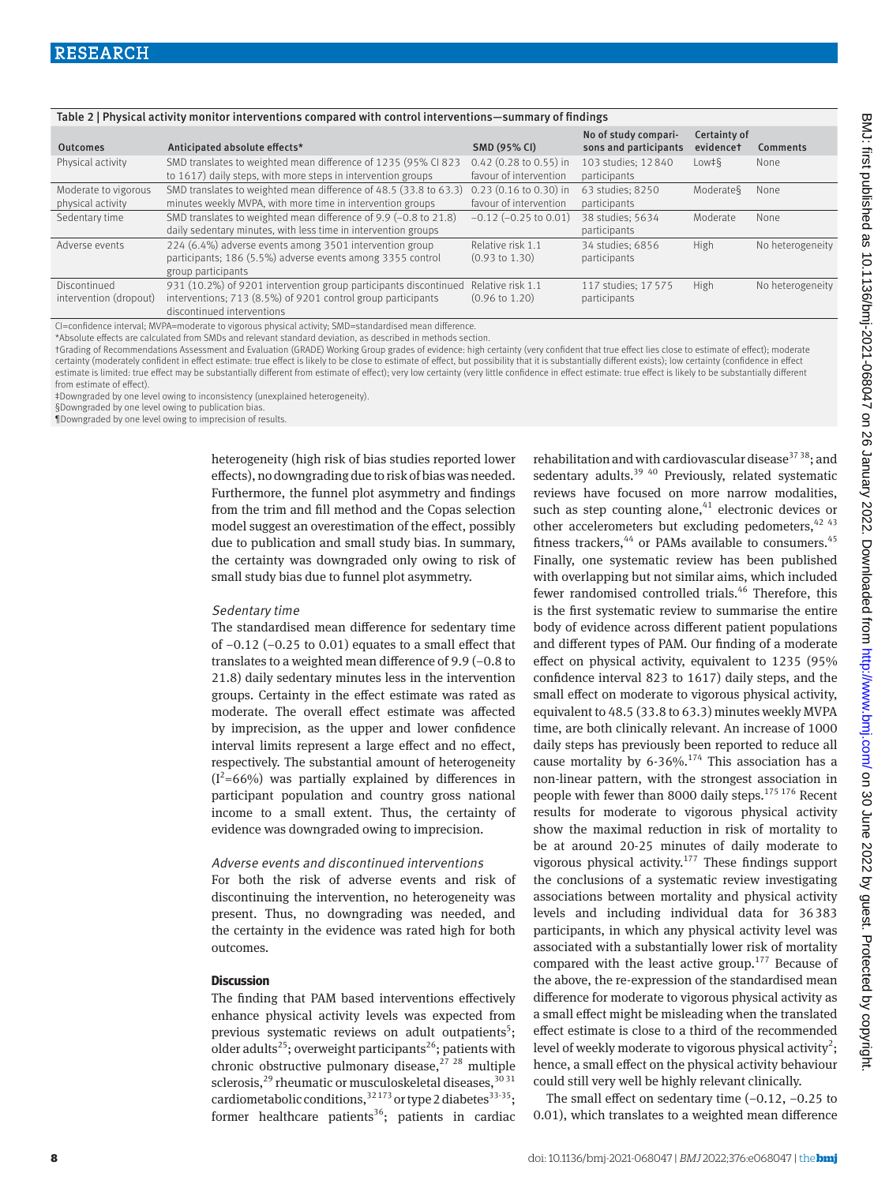Table 2 | Physical activity monitor interventions compared with control interventions—summary of findings

| Outcomes | Anticipated absolute effects* | SMD (95% CI) | No of study comparisons and participants | Certainty of evidence† | Comments |
|---|---|---|---|---|---|
| Physical activity | SMD translates to weighted mean difference of 1235 (95% CI 823 to 1617) daily steps, with more steps in intervention groups | 0.42 (0.28 to 0.55) in favour of intervention | 103 studies; 12 840 participants | Low‡§ | None |
| Moderate to vigorous physical activity | SMD translates to weighted mean difference of 48.5 (33.8 to 63.3) minutes weekly MVPA, with more time in intervention groups | 0.23 (0.16 to 0.30) in favour of intervention | 63 studies; 8250 participants | Moderate§ | None |
| Sedentary time | SMD translates to weighted mean difference of 9.9 (−0.8 to 21.8) daily sedentary minutes, with less time in intervention groups | −0.12 (−0.25 to 0.01) | 38 studies; 5634 participants | Moderate | None |
| Adverse events | 224 (6.4%) adverse events among 3501 intervention group participants; 186 (5.5%) adverse events among 3355 control group participants | Relative risk 1.1 (0.93 to 1.30) | 34 studies; 6856 participants | High | No heterogeneity |
| Discontinued intervention (dropout) | 931 (10.2%) of 9201 intervention group participants discontinued interventions; 713 (8.5%) of 9201 control group participants discontinued interventions | Relative risk 1.1 (0.96 to 1.20) | 117 studies; 17 575 participants | High | No heterogeneity |

CI=confidence interval; MVPA=moderate to vigorous physical activity; SMD=standardised mean difference.
*Absolute effects are calculated from SMDs and relevant standard deviation, as described in methods section.
†Grading of Recommendations Assessment and Evaluation (GRADE) Working Group grades of evidence: high certainty (very confident that true effect lies close to estimate of effect); moderate certainty (moderately confident in effect estimate: true effect is likely to be close to estimate of effect, but possibility that it is substantially different exists); low certainty (confidence in effect estimate is limited: true effect may be substantially different from estimate of effect); very low certainty (very little confidence in effect estimate: true effect is likely to be substantially different from estimate of effect).
‡Downgraded by one level owing to inconsistency (unexplained heterogeneity).
§Downgraded by one level owing to publication bias.
¶Downgraded by one level owing to imprecision of results.

heterogeneity (high risk of bias studies reported lower effects), no downgrading due to risk of bias was needed. Furthermore, the funnel plot asymmetry and findings from the trim and fill method and the Copas selection model suggest an overestimation of the effect, possibly due to publication and small study bias. In summary, the certainty was downgraded only owing to risk of small study bias due to funnel plot asymmetry.

### *Sedentary time*

The standardised mean difference for sedentary time of −0.12 (−0.25 to 0.01) equates to a small effect that translates to a weighted mean difference of 9.9 (−0.8 to 21.8) daily sedentary minutes less in the intervention groups. Certainty in the effect estimate was rated as moderate. The overall effect estimate was affected by imprecision, as the upper and lower confidence interval limits represent a large effect and no effect, respectively. The substantial amount of heterogeneity ($I^2$=66%) was partially explained by differences in participant population and country gross national income to a small extent. Thus, the certainty of evidence was downgraded owing to imprecision.

### *Adverse events and discontinued interventions*

For both the risk of adverse events and risk of discontinuing the intervention, no heterogeneity was present. Thus, no downgrading was needed, and the certainty in the evidence was rated high for both outcomes.

## Discussion

The finding that PAM based interventions effectively enhance physical activity levels was expected from previous systematic reviews on adult outpatients[5]; older adults[25]; overweight participants[26]; patients with chronic obstructive pulmonary disease,[27 28] multiple sclerosis,[29] rheumatic or musculoskeletal diseases,[30 31] cardiometabolic conditions,[32 173] or type 2 diabetes[33-35]; former healthcare patients[36]; patients in cardiac rehabilitation and with cardiovascular disease[37 38]; and sedentary adults.[39 40] Previously, related systematic reviews have focused on more narrow modalities, such as step counting alone,[41] electronic devices or other accelerometers but excluding pedometers,[42 43] fitness trackers,[44] or PAMs available to consumers.[45] Finally, one systematic review has been published with overlapping but not similar aims, which included fewer randomised controlled trials.[46] Therefore, this is the first systematic review to summarise the entire body of evidence across different patient populations and different types of PAM. Our finding of a moderate effect on physical activity, equivalent to 1235 (95% confidence interval 823 to 1617) daily steps, and the small effect on moderate to vigorous physical activity, equivalent to 48.5 (33.8 to 63.3) minutes weekly MVPA time, are both clinically relevant. An increase of 1000 daily steps has previously been reported to reduce all cause mortality by 6-36%.[174] This association has a non-linear pattern, with the strongest association in people with fewer than 8000 daily steps.[175 176] Recent results for moderate to vigorous physical activity show the maximal reduction in risk of mortality to be at around 20-25 minutes of daily moderate to vigorous physical activity.[177] These findings support the conclusions of a systematic review investigating associations between mortality and physical activity levels and including individual data for 36 383 participants, in which any physical activity level was associated with a substantially lower risk of mortality compared with the least active group.[177] Because of the above, the re-expression of the standardised mean difference for moderate to vigorous physical activity as a small effect might be misleading when the translated effect estimate is close to a third of the recommended level of weekly moderate to vigorous physical activity[2]; hence, a small effect on the physical activity behaviour could still very well be highly relevant clinically.

The small effect on sedentary time (−0.12, −0.25 to 0.01), which translates to a weighted mean difference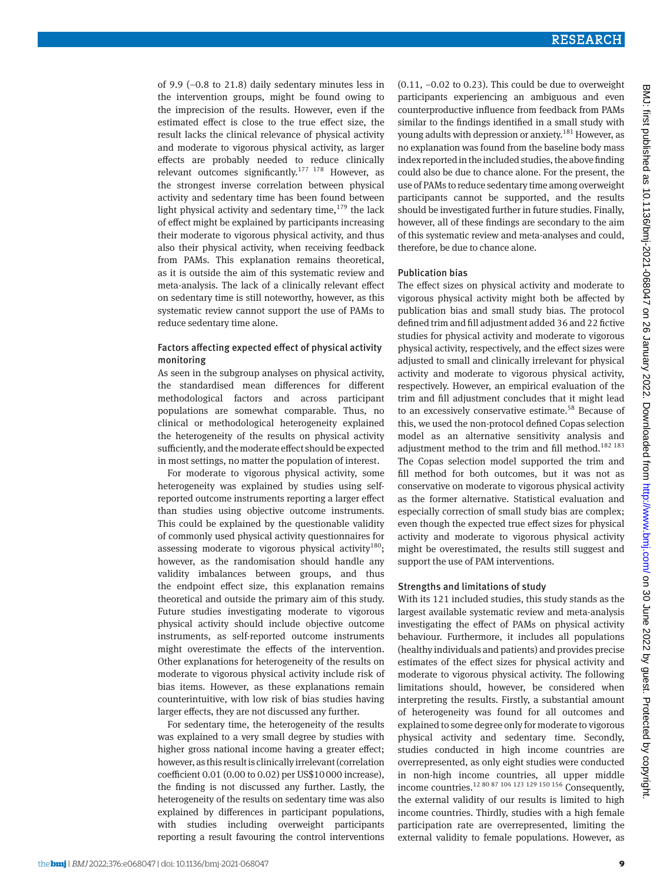of 9.9 (−0.8 to 21.8) daily sedentary minutes less in the intervention groups, might be found owing to the imprecision of the results. However, even if the estimated effect is close to the true effect size, the result lacks the clinical relevance of physical activity and moderate to vigorous physical activity, as larger effects are probably needed to reduce clinically relevant outcomes significantly.[177 178] However, as the strongest inverse correlation between physical activity and sedentary time has been found between light physical activity and sedentary time,[179] the lack of effect might be explained by participants increasing their moderate to vigorous physical activity, and thus also their physical activity, when receiving feedback from PAMs. This explanation remains theoretical, as it is outside the aim of this systematic review and meta-analysis. The lack of a clinically relevant effect on sedentary time is still noteworthy, however, as this systematic review cannot support the use of PAMs to reduce sedentary time alone.

### Factors affecting expected effect of physical activity monitoring

As seen in the subgroup analyses on physical activity, the standardised mean differences for different methodological factors and across participant populations are somewhat comparable. Thus, no clinical or methodological heterogeneity explained the heterogeneity of the results on physical activity sufficiently, and the moderate effect should be expected in most settings, no matter the population of interest.

For moderate to vigorous physical activity, some heterogeneity was explained by studies using self-reported outcome instruments reporting a larger effect than studies using objective outcome instruments. This could be explained by the questionable validity of commonly used physical activity questionnaires for assessing moderate to vigorous physical activity[180]; however, as the randomisation should handle any validity imbalances between groups, and thus the endpoint effect size, this explanation remains theoretical and outside the primary aim of this study. Future studies investigating moderate to vigorous physical activity should include objective outcome instruments, as self-reported outcome instruments might overestimate the effects of the intervention. Other explanations for heterogeneity of the results on moderate to vigorous physical activity include risk of bias items. However, as these explanations remain counterintuitive, with low risk of bias studies having larger effects, they are not discussed any further.

For sedentary time, the heterogeneity of the results was explained to a very small degree by studies with higher gross national income having a greater effect; however, as this result is clinically irrelevant (correlation coefficient 0.01 (0.00 to 0.02) per US$10 000 increase), the finding is not discussed any further. Lastly, the heterogeneity of the results on sedentary time was also explained by differences in participant populations, with studies including overweight participants reporting a result favouring the control interventions (0.11, −0.02 to 0.23). This could be due to overweight participants experiencing an ambiguous and even counterproductive influence from feedback from PAMs similar to the findings identified in a small study with young adults with depression or anxiety.[181] However, as no explanation was found from the baseline body mass index reported in the included studies, the above finding could also be due to chance alone. For the present, the use of PAMs to reduce sedentary time among overweight participants cannot be supported, and the results should be investigated further in future studies. Finally, however, all of these findings are secondary to the aim of this systematic review and meta-analyses and could, therefore, be due to chance alone.

### Publication bias

The effect sizes on physical activity and moderate to vigorous physical activity might both be affected by publication bias and small study bias. The protocol defined trim and fill adjustment added 36 and 22 fictive studies for physical activity and moderate to vigorous physical activity, respectively, and the effect sizes were adjusted to small and clinically irrelevant for physical activity and moderate to vigorous physical activity, respectively. However, an empirical evaluation of the trim and fill adjustment concludes that it might lead to an excessively conservative estimate.[58] Because of this, we used the non-protocol defined Copas selection model as an alternative sensitivity analysis and adjustment method to the trim and fill method.[182 183] The Copas selection model supported the trim and fill method for both outcomes, but it was not as conservative on moderate to vigorous physical activity as the former alternative. Statistical evaluation and especially correction of small study bias are complex; even though the expected true effect sizes for physical activity and moderate to vigorous physical activity might be overestimated, the results still suggest and support the use of PAM interventions.

### Strengths and limitations of study

With its 121 included studies, this study stands as the largest available systematic review and meta-analysis investigating the effect of PAMs on physical activity behaviour. Furthermore, it includes all populations (healthy individuals and patients) and provides precise estimates of the effect sizes for physical activity and moderate to vigorous physical activity. The following limitations should, however, be considered when interpreting the results. Firstly, a substantial amount of heterogeneity was found for all outcomes and explained to some degree only for moderate to vigorous physical activity and sedentary time. Secondly, studies conducted in high income countries are overrepresented, as only eight studies were conducted in non-high income countries, all upper middle income countries.[12 80 87 104 123 129 150 156] Consequently, the external validity of our results is limited to high income countries. Thirdly, studies with a high female participation rate are overrepresented, limiting the external validity to female populations. However, as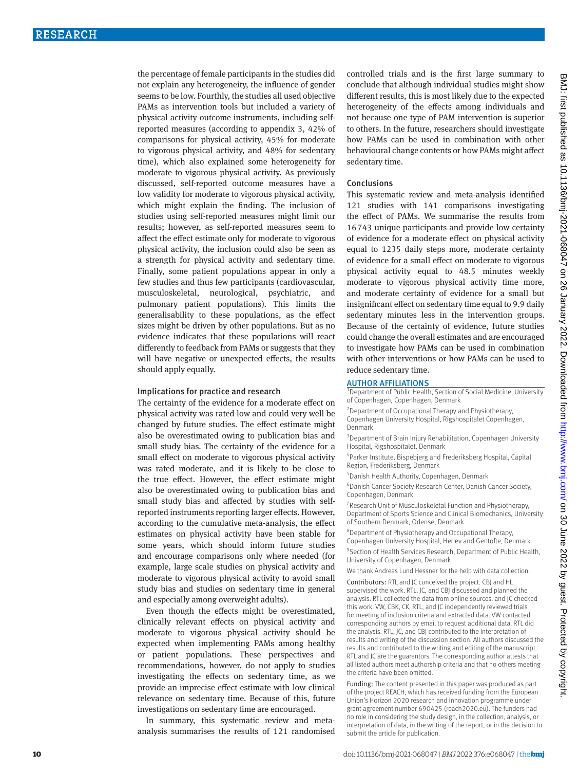the percentage of female participants in the studies did not explain any heterogeneity, the influence of gender seems to be low. Fourthly, the studies all used objective PAMs as intervention tools but included a variety of physical activity outcome instruments, including self-reported measures (according to appendix 3, 42% of comparisons for physical activity, 45% for moderate to vigorous physical activity, and 48% for sedentary time), which also explained some heterogeneity for moderate to vigorous physical activity. As previously discussed, self-reported outcome measures have a low validity for moderate to vigorous physical activity, which might explain the finding. The inclusion of studies using self-reported measures might limit our results; however, as self-reported measures seem to affect the effect estimate only for moderate to vigorous physical activity, the inclusion could also be seen as a strength for physical activity and sedentary time. Finally, some patient populations appear in only a few studies and thus few participants (cardiovascular, musculoskeletal, neurological, psychiatric, and pulmonary patient populations). This limits the generalisability to these populations, as the effect sizes might be driven by other populations. But as no evidence indicates that these populations will react differently to feedback from PAMs or suggests that they will have negative or unexpected effects, the results should apply equally.

### Implications for practice and research

The certainty of the evidence for a moderate effect on physical activity was rated low and could very well be changed by future studies. The effect estimate might also be overestimated owing to publication bias and small study bias. The certainty of the evidence for a small effect on moderate to vigorous physical activity was rated moderate, and it is likely to be close to the true effect. However, the effect estimate might also be overestimated owing to publication bias and small study bias and affected by studies with self-reported instruments reporting larger effects. However, according to the cumulative meta-analysis, the effect estimates on physical activity have been stable for some years, which should inform future studies and encourage comparisons only where needed (for example, large scale studies on physical activity and moderate to vigorous physical activity to avoid small study bias and studies on sedentary time in general and especially among overweight adults).

Even though the effects might be overestimated, clinically relevant effects on physical activity and moderate to vigorous physical activity should be expected when implementing PAMs among healthy or patient populations. These perspectives and recommendations, however, do not apply to studies investigating the effects on sedentary time, as we provide an imprecise effect estimate with low clinical relevance on sedentary time. Because of this, future investigations on sedentary time are encouraged.

In summary, this systematic review and meta-analysis summarises the results of 121 randomised controlled trials and is the first large summary to conclude that although individual studies might show different results, this is most likely due to the expected heterogeneity of the effects among individuals and not because one type of PAM intervention is superior to others. In the future, researchers should investigate how PAMs can be used in combination with other behavioural change contents or how PAMs might affect sedentary time.

### Conclusions

This systematic review and meta-analysis identified 121 studies with 141 comparisons investigating the effect of PAMs. We summarise the results from 16 743 unique participants and provide low certainty of evidence for a moderate effect on physical activity equal to 1235 daily steps more, moderate certainty of evidence for a small effect on moderate to vigorous physical activity equal to 48.5 minutes weekly moderate to vigorous physical activity time more, and moderate certainty of evidence for a small but insignificant effect on sedentary time equal to 9.9 daily sedentary minutes less in the intervention groups. Because of the certainty of evidence, future studies could change the overall estimates and are encouraged to investigate how PAMs can be used in combination with other interventions or how PAMs can be used to reduce sedentary time.

### AUTHOR AFFILIATIONS

[1]Department of Public Health, Section of Social Medicine, University of Copenhagen, Copenhagen, Denmark

[2]Department of Occupational Therapy and Physiotherapy, Copenhagen University Hospital, Rigshospitalet Copenhagen, Denmark

[3]Department of Brain Injury Rehabilitation, Copenhagen University Hospital, Rigshospitalet, Denmark

[4]Parker Institute, Bispebjerg and Frederiksberg Hospital, Capital Region, Frederiksberg, Denmark

[5]Danish Health Authority, Copenhagen, Denmark

[6]Danish Cancer Society Research Center, Danish Cancer Society, Copenhagen, Denmark

[7]Research Unit of Musculoskeletal Function and Physiotherapy, Department of Sports Science and Clinical Biomechanics, University of Southern Denmark, Odense, Denmark

[8]Department of Physiotherapy and Occupational Therapy, Copenhagen University Hospital, Herlev and Gentofte, Denmark

[9]Section of Health Services Research, Department of Public Health, University of Copenhagen, Denmark

We thank Andreas Lund Hessner for the help with data collection.

**Contributors:** RTL and JC conceived the project. CBJ and HL supervised the work. RTL, JC, and CBJ discussed and planned the analysis. RTL collected the data from online sources, and JC checked this work. VW, CBK, CK, RTL, and JC independently reviewed trials for meeting of inclusion criteria and extracted data. VW contacted corresponding authors by email to request additional data. RTL did the analysis. RTL, JC, and CBJ contributed to the interpretation of results and writing of the discussion section. All authors discussed the results and contributed to the writing and editing of the manuscript. RTL and JC are the guarantors. The corresponding author attests that all listed authors meet authorship criteria and that no others meeting the criteria have been omitted.

**Funding:** The content presented in this paper was produced as part of the project REACH, which has received funding from the European Union's Horizon 2020 research and innovation programme under grant agreement number 690425 (reach2020.eu). The funders had no role in considering the study design, in the collection, analysis, or interpretation of data, in the writing of the report, or in the decision to submit the article for publication.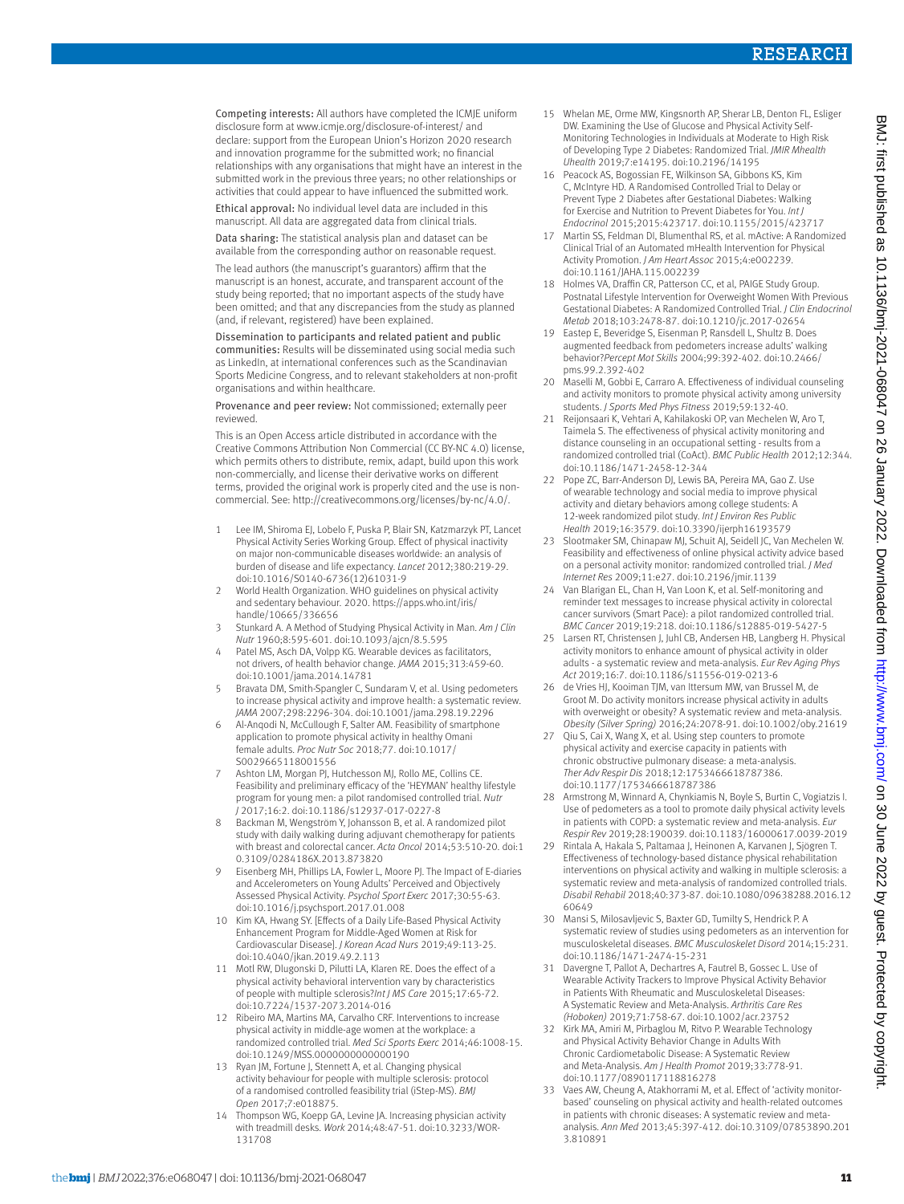**Competing interests:** All authors have completed the ICMJE uniform disclosure form at www.icmje.org/disclosure-of-interest/ and declare: support from the European Union's Horizon 2020 research and innovation programme for the submitted work; no financial relationships with any organisations that might have an interest in the submitted work in the previous three years; no other relationships or activities that could appear to have influenced the submitted work.

**Ethical approval:** No individual level data are included in this manuscript. All data are aggregated data from clinical trials.

**Data sharing:** The statistical analysis plan and dataset can be available from the corresponding author on reasonable request.

The lead authors (the manuscript's guarantors) affirm that the manuscript is an honest, accurate, and transparent account of the study being reported; that no important aspects of the study have been omitted; and that any discrepancies from the study as planned (and, if relevant, registered) have been explained.

**Dissemination to participants and related patient and public communities:** Results will be disseminated using social media such as LinkedIn, at international conferences such as the Scandinavian Sports Medicine Congress, and to relevant stakeholders at non-profit organisations and within healthcare.

**Provenance and peer review:** Not commissioned; externally peer reviewed.

This is an Open Access article distributed in accordance with the Creative Commons Attribution Non Commercial (CC BY-NC 4.0) license, which permits others to distribute, remix, adapt, build upon this work non-commercially, and license their derivative works on different terms, provided the original work is properly cited and the use is non-commercial. See: http://creativecommons.org/licenses/by-nc/4.0/.

1. Lee IM, Shiroma EJ, Lobelo F, Puska P, Blair SN, Katzmarzyk PT, Lancet Physical Activity Series Working Group. Effect of physical inactivity on major non-communicable diseases worldwide: an analysis of burden of disease and life expectancy. *Lancet* 2012;380:219-29. doi:10.1016/S0140-6736(12)61031-9
2. World Health Organization. WHO guidelines on physical activity and sedentary behaviour. 2020. https://apps.who.int/iris/handle/10665/336656
3. Stunkard A. A Method of Studying Physical Activity in Man. *Am J Clin Nutr* 1960;8:595-601. doi:10.1093/ajcn/8.5.595
4. Patel MS, Asch DA, Volpp KG. Wearable devices as facilitators, not drivers, of health behavior change. *JAMA* 2015;313:459-60. doi:10.1001/jama.2014.14781
5. Bravata DM, Smith-Spangler C, Sundaram V, et al. Using pedometers to increase physical activity and improve health: a systematic review. *JAMA* 2007;298:2296-304. doi:10.1001/jama.298.19.2296
6. Al-Anqodi N, McCullough F, Salter AM. Feasibility of smartphone application to promote physical activity in healthy Omani female adults. *Proc Nutr Soc* 2018;77. doi:10.1017/S0029665118001556
7. Ashton LM, Morgan PJ, Hutchesson MJ, Rollo ME, Collins CE. Feasibility and preliminary efficacy of the 'HEYMAN' healthy lifestyle program for young men: a pilot randomised controlled trial. *Nutr J* 2017;16:2. doi:10.1186/s12937-017-0227-8
8. Backman M, Wengström Y, Johansson B, et al. A randomized pilot study with daily walking during adjuvant chemotherapy for patients with breast and colorectal cancer. *Acta Oncol* 2014;53:510-20. doi:10.3109/0284186X.2013.873820
9. Eisenberg MH, Phillips LA, Fowler L, Moore PJ. The Impact of E-diaries and Accelerometers on Young Adults' Perceived and Objectively Assessed Physical Activity. *Psychol Sport Exerc* 2017;30:55-63. doi:10.1016/j.psychsport.2017.01.008
10. Kim KA, Hwang SY. [Effects of a Daily Life-Based Physical Activity Enhancement Program for Middle-Aged Women at Risk for Cardiovascular Disease]. *J Korean Acad Nurs* 2019;49:113-25. doi:10.4040/jkan.2019.49.2.113
11. Motl RW, Dlugonski D, Pilutti LA, Klaren RE. Does the effect of a physical activity behavioral intervention vary by characteristics of people with multiple sclerosis?*Int J MS Care* 2015;17:65-72. doi:10.7224/1537-2073.2014-016
12. Ribeiro MA, Martins MA, Carvalho CRF. Interventions to increase physical activity in middle-age women at the workplace: a randomized controlled trial. *Med Sci Sports Exerc* 2014;46:1008-15. doi:10.1249/MSS.0000000000000190
13. Ryan JM, Fortune J, Stennett A, et al. Changing physical activity behaviour for people with multiple sclerosis: protocol of a randomised controlled feasibility trial (iStep-MS). *BMJ Open* 2017;7:e018875.
14. Thompson WG, Koepp GA, Levine JA. Increasing physician activity with treadmill desks. *Work* 2014;48:47-51. doi:10.3233/WOR-131708
15. Whelan ME, Orme MW, Kingsnorth AP, Sherar LB, Denton FL, Esliger DW. Examining the Use of Glucose and Physical Activity Self-Monitoring Technologies in Individuals at Moderate to High Risk of Developing Type 2 Diabetes: Randomized Trial. *JMIR Mhealth Uhealth* 2019;7:e14195. doi:10.2196/14195
16. Peacock AS, Bogossian FE, Wilkinson SA, Gibbons KS, Kim C, McIntyre HD. A Randomised Controlled Trial to Delay or Prevent Type 2 Diabetes after Gestational Diabetes: Walking for Exercise and Nutrition to Prevent Diabetes for You. *Int J Endocrinol* 2015;2015:423717. doi:10.1155/2015/423717
17. Martin SS, Feldman DI, Blumenthal RS, et al. mActive: A Randomized Clinical Trial of an Automated mHealth Intervention for Physical Activity Promotion. *J Am Heart Assoc* 2015;4:e002239. doi:10.1161/JAHA.115.002239
18. Holmes VA, Draffin CR, Patterson CC, et al, PAIGE Study Group. Postnatal Lifestyle Intervention for Overweight Women With Previous Gestational Diabetes: A Randomized Controlled Trial. *J Clin Endocrinol Metab* 2018;103:2478-87. doi:10.1210/jc.2017-02654
19. Eastep E, Beveridge S, Eisenman P, Ransdell L, Shultz B. Does augmented feedback from pedometers increase adults' walking behavior?*Percept Mot Skills* 2004;99:392-402. doi:10.2466/pms.99.2.392-402
20. Maselli M, Gobbi E, Carraro A. Effectiveness of individual counseling and activity monitors to promote physical activity among university students. *J Sports Med Phys Fitness* 2019;59:132-40.
21. Reijonsaari K, Vehtari A, Kahilakoski OP, van Mechelen W, Aro T, Taimela S. The effectiveness of physical activity monitoring and distance counseling in an occupational setting - results from a randomized controlled trial (CoAct). *BMC Public Health* 2012;12:344. doi:10.1186/1471-2458-12-344
22. Pope ZC, Barr-Anderson DJ, Lewis BA, Pereira MA, Gao Z. Use of wearable technology and social media to improve physical activity and dietary behaviors among college students: A 12-week randomized pilot study. *Int J Environ Res Public Health* 2019;16:3579. doi:10.3390/ijerph16193579
23. Slootmaker SM, Chinapaw MJ, Schuit AJ, Seidell JC, Van Mechelen W. Feasibility and effectiveness of online physical activity advice based on a personal activity monitor: randomized controlled trial. *J Med Internet Res* 2009;11:e27. doi:10.2196/jmir.1139
24. Van Blarigan EL, Chan H, Van Loon K, et al. Self-monitoring and reminder text messages to increase physical activity in colorectal cancer survivors (Smart Pace): a pilot randomized controlled trial. *BMC Cancer* 2019;19:218. doi:10.1186/s12885-019-5427-5
25. Larsen RT, Christensen J, Juhl CB, Andersen HB, Langberg H. Physical activity monitors to enhance amount of physical activity in older adults - a systematic review and meta-analysis. *Eur Rev Aging Phys Act* 2019;16:7. doi:10.1186/s11556-019-0213-6
26. de Vries HJ, Kooiman TJM, van Ittersum MW, van Brussel M, de Groot M. Do activity monitors increase physical activity in adults with overweight or obesity? A systematic review and meta-analysis. *Obesity (Silver Spring)* 2016;24:2078-91. doi:10.1002/oby.21619
27. Qiu S, Cai X, Wang X, et al. Using step counters to promote physical activity and exercise capacity in patients with chronic obstructive pulmonary disease: a meta-analysis. *Ther Adv Respir Dis* 2018;12:1753466618787386. doi:10.1177/1753466618787386
28. Armstrong M, Winnard A, Chynkiamis N, Boyle S, Burtin C, Vogiatzis I. Use of pedometers as a tool to promote daily physical activity levels in patients with COPD: a systematic review and meta-analysis. *Eur Respir Rev* 2019;28:190039. doi:10.1183/16000617.0039-2019
29. Rintala A, Hakala S, Paltamaa J, Heinonen A, Karvanen J, Sjögren T. Effectiveness of technology-based distance physical rehabilitation interventions on physical activity and walking in multiple sclerosis: a systematic review and meta-analysis of randomized controlled trials. *Disabil Rehabil* 2018;40:373-87. doi:10.1080/09638288.2016.1260649
30. Mansi S, Milosavljevic S, Baxter GD, Tumilty S, Hendrick P. A systematic review of studies using pedometers as an intervention for musculoskeletal diseases. *BMC Musculoskelet Disord* 2014;15:231. doi:10.1186/1471-2474-15-231
31. Davergne T, Pallot A, Dechartres A, Fautrel B, Gossec L. Use of Wearable Activity Trackers to Improve Physical Activity Behavior in Patients With Rheumatic and Musculoskeletal Diseases: A Systematic Review and Meta-Analysis. *Arthritis Care Res (Hoboken)* 2019;71:758-67. doi:10.1002/acr.23752
32. Kirk MA, Amiri M, Pirbaglou M, Ritvo P. Wearable Technology and Physical Activity Behavior Change in Adults With Chronic Cardiometabolic Disease: A Systematic Review and Meta-Analysis. *Am J Health Promot* 2019;33:778-91. doi:10.1177/0890117118816278
33. Vaes AW, Cheung A, Atakhorrami M, et al. Effect of 'activity monitor-based' counseling on physical activity and health-related outcomes in patients with chronic diseases: A systematic review and meta-analysis. *Ann Med* 2013;45:397-412. doi:10.3109/07853890.2013.810891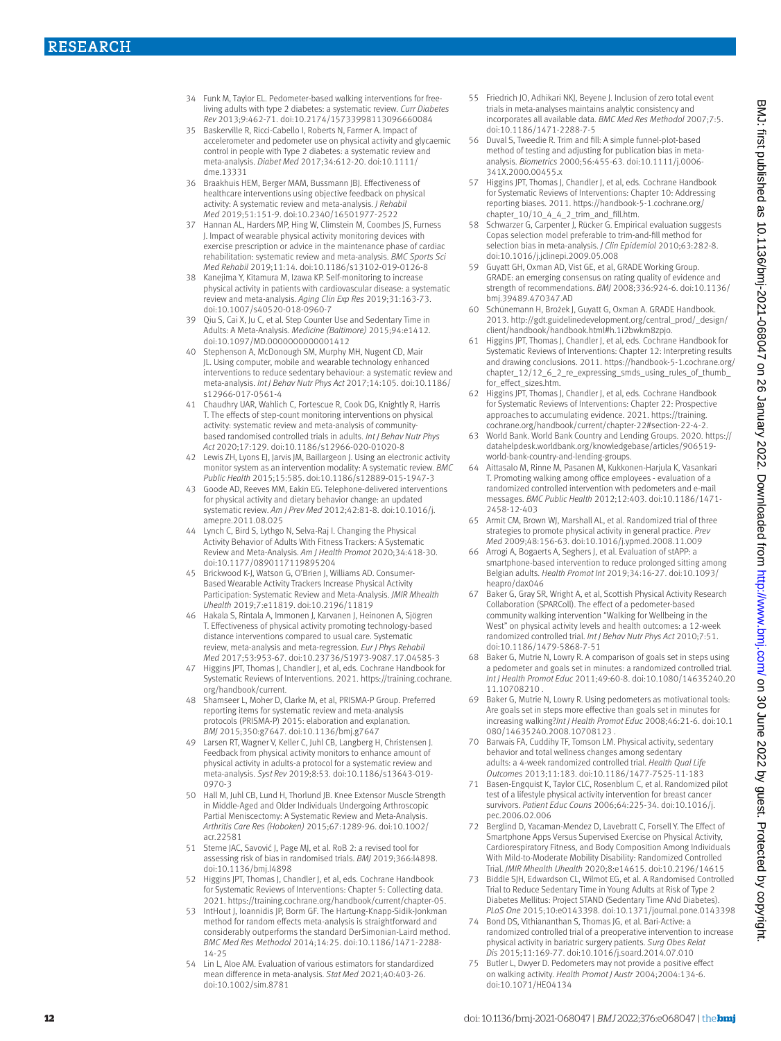34 Funk M, Taylor EL. Pedometer-based walking interventions for free-living adults with type 2 diabetes: a systematic review. *Curr Diabetes Rev* 2013;9:462-71. doi:10.2174/15733998113096660084

35 Baskerville R, Ricci-Cabello I, Roberts N, Farmer A. Impact of accelerometer and pedometer use on physical activity and glycaemic control in people with Type 2 diabetes: a systematic review and meta-analysis. *Diabet Med* 2017;34:612-20. doi:10.1111/dme.13331

36 Braakhuis HEM, Berger MAM, Bussmann JBJ. Effectiveness of healthcare interventions using objective feedback on physical activity: A systematic review and meta-analysis. *J Rehabil Med* 2019;51:151-9. doi:10.2340/16501977-2522

37 Hannan AL, Harders MP, Hing W, Climstein M, Coombes JS, Furness J. Impact of wearable physical activity monitoring devices with exercise prescription or advice in the maintenance phase of cardiac rehabilitation: systematic review and meta-analysis. *BMC Sports Sci Med Rehabil* 2019;11:14. doi:10.1186/s13102-019-0126-8

38 Kanejima Y, Kitamura M, Izawa KP. Self-monitoring to increase physical activity in patients with cardiovascular disease: a systematic review and meta-analysis. *Aging Clin Exp Res* 2019;31:163-73. doi:10.1007/s40520-018-0960-7

39 Qiu S, Cai X, Ju C, et al. Step Counter Use and Sedentary Time in Adults: A Meta-Analysis. *Medicine (Baltimore)* 2015;94:e1412. doi:10.1097/MD.0000000000001412

40 Stephenson A, McDonough SM, Murphy MH, Nugent CD, Mair JL. Using computer, mobile and wearable technology enhanced interventions to reduce sedentary behaviour: a systematic review and meta-analysis. *Int J Behav Nutr Phys Act* 2017;14:105. doi:10.1186/s12966-017-0561-4

41 Chaudhry UAR, Wahlich C, Fortescue R, Cook DG, Knightly R, Harris T. The effects of step-count monitoring interventions on physical activity: systematic review and meta-analysis of community-based randomised controlled trials in adults. *Int J Behav Nutr Phys Act* 2020;17:129. doi:10.1186/s12966-020-01020-8

42 Lewis ZH, Lyons EJ, Jarvis JM, Baillargeon J. Using an electronic activity monitor system as an intervention modality: A systematic review. *BMC Public Health* 2015;15:585. doi:10.1186/s12889-015-1947-3

43 Goode AD, Reeves MM, Eakin EG. Telephone-delivered interventions for physical activity and dietary behavior change: an updated systematic review. *Am J Prev Med* 2012;42:81-8. doi:10.1016/j.amepre.2011.08.025

44 Lynch C, Bird S, Lythgo N, Selva-Raj I. Changing the Physical Activity Behavior of Adults With Fitness Trackers: A Systematic Review and Meta-Analysis. *Am J Health Promot* 2020;34:418-30. doi:10.1177/0890117119895204

45 Brickwood K-J, Watson G, O'Brien J, Williams AD. Consumer-Based Wearable Activity Trackers Increase Physical Activity Participation: Systematic Review and Meta-Analysis. *JMIR Mhealth Uhealth* 2019;7:e11819. doi:10.2196/11819

46 Hakala S, Rintala A, Immonen J, Karvanen J, Heinonen A, Sjögren T. Effectiveness of physical activity promoting technology-based distance interventions compared to usual care. Systematic review, meta-analysis and meta-regression. *Eur J Phys Rehabil Med* 2017;53:953-67. doi:10.23736/S1973-9087.17.04585-3

47 Higgins JPT, Thomas J, Chandler J, et al, eds. Cochrane Handbook for Systematic Reviews of Interventions. 2021. https://training.cochrane.org/handbook/current.

48 Shamseer L, Moher D, Clarke M, et al, PRISMA-P Group. Preferred reporting items for systematic review and meta-analysis protocols (PRISMA-P) 2015: elaboration and explanation. *BMJ* 2015;350:g7647. doi:10.1136/bmj.g7647

49 Larsen RT, Wagner V, Keller C, Juhl CB, Langberg H, Christensen J. Feedback from physical activity monitors to enhance amount of physical activity in adults-a protocol for a systematic review and meta-analysis. *Syst Rev* 2019;8:53. doi:10.1186/s13643-019-0970-3

50 Hall M, Juhl CB, Lund H, Thorlund JB. Knee Extensor Muscle Strength in Middle-Aged and Older Individuals Undergoing Arthroscopic Partial Meniscectomy: A Systematic Review and Meta-Analysis. *Arthritis Care Res (Hoboken)* 2015;67:1289-96. doi:10.1002/acr.22581

51 Sterne JAC, Savović J, Page MJ, et al. RoB 2: a revised tool for assessing risk of bias in randomised trials. *BMJ* 2019;366:l4898. doi:10.1136/bmj.l4898

52 Higgins JPT, Thomas J, Chandler J, et al, eds. Cochrane Handbook for Systematic Reviews of Interventions: Chapter 5: Collecting data. 2021. https://training.cochrane.org/handbook/current/chapter-05.

53 IntHout J, Ioannidis JP, Borm GF. The Hartung-Knapp-Sidik-Jonkman method for random effects meta-analysis is straightforward and considerably outperforms the standard DerSimonian-Laird method. *BMC Med Res Methodol* 2014;14:25. doi:10.1186/1471-2288-14-25

54 Lin L, Aloe AM. Evaluation of various estimators for standardized mean difference in meta-analysis. *Stat Med* 2021;40:403-26. doi:10.1002/sim.8781

55 Friedrich JO, Adhikari NKJ, Beyene J. Inclusion of zero total event trials in meta-analyses maintains analytic consistency and incorporates all available data. *BMC Med Res Methodol* 2007;7:5. doi:10.1186/1471-2288-7-5

56 Duval S, Tweedie R. Trim and fill: A simple funnel-plot-based method of testing and adjusting for publication bias in meta-analysis. *Biometrics* 2000;56:455-63. doi:10.1111/j.0006-341X.2000.00455.x

57 Higgins JPT, Thomas J, Chandler J, et al, eds. Cochrane Handbook for Systematic Reviews of Interventions: Chapter 10: Addressing reporting biases. 2011. https://handbook-5-1.cochrane.org/chapter_10/10_4_4_2_trim_and_fill.htm.

58 Schwarzer G, Carpenter J, Rücker G. Empirical evaluation suggests Copas selection model preferable to trim-and-fill method for selection bias in meta-analysis. *J Clin Epidemiol* 2010;63:282-8. doi:10.1016/j.jclinepi.2009.05.008

59 Guyatt GH, Oxman AD, Vist GE, et al, GRADE Working Group. GRADE: an emerging consensus on rating quality of evidence and strength of recommendations. *BMJ* 2008;336:924-6. doi:10.1136/bmj.39489.470347.AD

60 Schünemann H, Brożek J, Guyatt G, Oxman A. GRADE Handbook. 2013. http://gdt.guidelinedevelopment.org/central_prod/_design/client/handbook/handbook.html#h.1i2bwkm8zpjo.

61 Higgins JPT, Thomas J, Chandler J, et al, eds. Cochrane Handbook for Systematic Reviews of Interventions: Chapter 12: Interpreting results and drawing conclusions. 2011. https://handbook-5-1.cochrane.org/chapter_12/12_6_2_re_expressing_smds_using_rules_of_thumb_for_effect_sizes.htm.

62 Higgins JPT, Thomas J, Chandler J, et al, eds. Cochrane Handbook for Systematic Reviews of Interventions: Chapter 22: Prospective approaches to accumulating evidence. 2021. https://training.cochrane.org/handbook/current/chapter-22#section-22-4-2.

63 World Bank. World Bank Country and Lending Groups. 2020. https://datahelpdesk.worldbank.org/knowledgebase/articles/906519-world-bank-country-and-lending-groups.

64 Aittasalo M, Rinne M, Pasanen M, Kukkonen-Harjula K, Vasankari T. Promoting walking among office employees - evaluation of a randomized controlled intervention with pedometers and e-mail messages. *BMC Public Health* 2012;12:403. doi:10.1186/1471-2458-12-403

65 Armit CM, Brown WJ, Marshall AL, et al. Randomized trial of three strategies to promote physical activity in general practice. *Prev Med* 2009;48:156-63. doi:10.1016/j.ypmed.2008.11.009

66 Arrogi A, Bogaerts A, Seghers J, et al. Evaluation of stAPP: a smartphone-based intervention to reduce prolonged sitting among Belgian adults. *Health Promot Int* 2019;34:16-27. doi:10.1093/heapro/dax046

67 Baker G, Gray SR, Wright A, et al, Scottish Physical Activity Research Collaboration (SPARColl). The effect of a pedometer-based community walking intervention "Walking for Wellbeing in the West" on physical activity levels and health outcomes: a 12-week randomized controlled trial. *Int J Behav Nutr Phys Act* 2010;7:51. doi:10.1186/1479-5868-7-51

68 Baker G, Mutrie N, Lowry R. A comparison of goals set in steps using a pedometer and goals set in minutes: a randomized controlled trial. *Int J Health Promot Educ* 2011;49:60-8. doi:10.1080/14635240.2011.10708210 .

69 Baker G, Mutrie N, Lowry R. Using pedometers as motivational tools: Are goals set in steps more effective than goals set in minutes for increasing walking?*Int J Health Promot Educ* 2008;46:21-6. doi:10.1080/14635240.2008.10708123 .

70 Barwais FA, Cuddihy TF, Tomson LM. Physical activity, sedentary behavior and total wellness changes among sedentary adults: a 4-week randomized controlled trial. *Health Qual Life Outcomes* 2013;11:183. doi:10.1186/1477-7525-11-183

71 Basen-Engquist K, Taylor CLC, Rosenblum C, et al. Randomized pilot test of a lifestyle physical activity intervention for breast cancer survivors. *Patient Educ Couns* 2006;64:225-34. doi:10.1016/j.pec.2006.02.006

72 Berglind D, Yacaman-Mendez D, Lavebratt C, Forsell Y. The Effect of Smartphone Apps Versus Supervised Exercise on Physical Activity, Cardiorespiratory Fitness, and Body Composition Among Individuals With Mild-to-Moderate Mobility Disability: Randomized Controlled Trial. *JMIR Mhealth Uhealth* 2020;8:e14615. doi:10.2196/14615

73 Biddle SJH, Edwardson CL, Wilmot EG, et al. A Randomised Controlled Trial to Reduce Sedentary Time in Young Adults at Risk of Type 2 Diabetes Mellitus: Project STAND (Sedentary Time ANd Diabetes). *PLoS One* 2015;10:e0143398. doi:10.1371/journal.pone.0143398

74 Bond DS, Vithiananthan S, Thomas JG, et al. Bari-Active: a randomized controlled trial of a preoperative intervention to increase physical activity in bariatric surgery patients. *Surg Obes Relat Dis* 2015;11:169-77. doi:10.1016/j.soard.2014.07.010

75 Butler L, Dwyer D. Pedometers may not provide a positive effect on walking activity. *Health Promot J Austr* 2004;2004:134-6. doi:10.1071/HE04134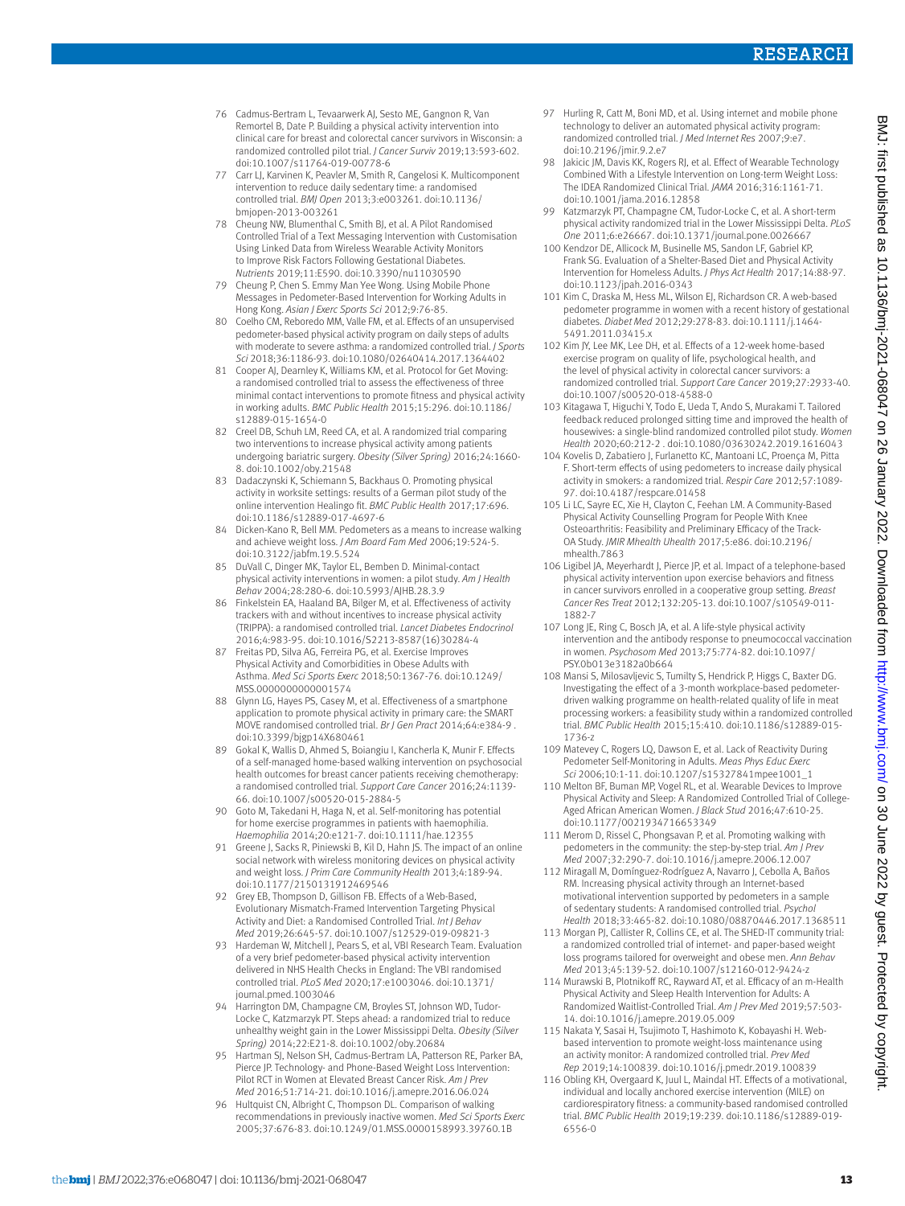76 Cadmus-Bertram L, Tevaarwerk AJ, Sesto ME, Gangnon R, Van Remortel B, Date P. Building a physical activity intervention into clinical care for breast and colorectal cancer survivors in Wisconsin: a randomized controlled pilot trial. *J Cancer Surviv* 2019;13:593-602. doi:10.1007/s11764-019-00778-6

77 Carr LJ, Karvinen K, Peavler M, Smith R, Cangelosi K. Multicomponent intervention to reduce daily sedentary time: a randomised controlled trial. *BMJ Open* 2013;3:e003261. doi:10.1136/bmjopen-2013-003261

78 Cheung NW, Blumenthal C, Smith BJ, et al. A Pilot Randomised Controlled Trial of a Text Messaging Intervention with Customisation Using Linked Data from Wireless Wearable Activity Monitors to Improve Risk Factors Following Gestational Diabetes. *Nutrients* 2019;11:E590. doi:10.3390/nu11030590

79 Cheung P, Chen S. Emmy Man Yee Wong. Using Mobile Phone Messages in Pedometer-Based Intervention for Working Adults in Hong Kong. *Asian J Exerc Sports Sci* 2012;9:76-85.

80 Coelho CM, Reboredo MM, Valle FM, et al. Effects of an unsupervised pedometer-based physical activity program on daily steps of adults with moderate to severe asthma: a randomized controlled trial. *J Sports Sci* 2018;36:1186-93. doi:10.1080/02640414.2017.1364402

81 Cooper AJ, Dearnley K, Williams KM, et al. Protocol for Get Moving: a randomised controlled trial to assess the effectiveness of three minimal contact interventions to promote fitness and physical activity in working adults. *BMC Public Health* 2015;15:296. doi:10.1186/s12889-015-1654-0

82 Creel DB, Schuh LM, Reed CA, et al. A randomized trial comparing two interventions to increase physical activity among patients undergoing bariatric surgery. *Obesity (Silver Spring)* 2016;24:1660-8. doi:10.1002/oby.21548

83 Dadaczynski K, Schiemann S, Backhaus O. Promoting physical activity in worksite settings: results of a German pilot study of the online intervention Healingo fit. *BMC Public Health* 2017;17:696. doi:10.1186/s12889-017-4697-6

84 Dicken-Kano R, Bell MM. Pedometers as a means to increase walking and achieve weight loss. *J Am Board Fam Med* 2006;19:524-5. doi:10.3122/jabfm.19.5.524

85 DuVall C, Dinger MK, Taylor EL, Bemben D. Minimal-contact physical activity interventions in women: a pilot study. *Am J Health Behav* 2004;28:280-6. doi:10.5993/AJHB.28.3.9

86 Finkelstein EA, Haaland BA, Bilger M, et al. Effectiveness of activity trackers with and without incentives to increase physical activity (TRIPPA): a randomised controlled trial. *Lancet Diabetes Endocrinol* 2016;4:983-95. doi:10.1016/S2213-8587(16)30284-4

87 Freitas PD, Silva AG, Ferreira PG, et al. Exercise Improves Physical Activity and Comorbidities in Obese Adults with Asthma. *Med Sci Sports Exerc* 2018;50:1367-76. doi:10.1249/MSS.0000000000001574

88 Glynn LG, Hayes PS, Casey M, et al. Effectiveness of a smartphone application to promote physical activity in primary care: the SMART MOVE randomised controlled trial. *Br J Gen Pract* 2014;64:e384-9 . doi:10.3399/bjgp14X680461

89 Gokal K, Wallis D, Ahmed S, Boiangiu I, Kancherla K, Munir F. Effects of a self-managed home-based walking intervention on psychosocial health outcomes for breast cancer patients receiving chemotherapy: a randomised controlled trial. *Support Care Cancer* 2016;24:1139-66. doi:10.1007/s00520-015-2884-5

90 Goto M, Takedani H, Haga N, et al. Self-monitoring has potential for home exercise programmes in patients with haemophilia. *Haemophilia* 2014;20:e121-7. doi:10.1111/hae.12355

91 Greene J, Sacks R, Piniewski B, Kil D, Hahn JS. The impact of an online social network with wireless monitoring devices on physical activity and weight loss. *J Prim Care Community Health* 2013;4:189-94. doi:10.1177/2150131912469546

92 Grey EB, Thompson D, Gillison FB. Effects of a Web-Based, Evolutionary Mismatch-Framed Intervention Targeting Physical Activity and Diet: a Randomised Controlled Trial. *Int J Behav Med* 2019;26:645-57. doi:10.1007/s12529-019-09821-3

93 Hardeman W, Mitchell J, Pears S, et al, VBI Research Team. Evaluation of a very brief pedometer-based physical activity intervention delivered in NHS Health Checks in England: The VBI randomised controlled trial. *PLoS Med* 2020;17:e1003046. doi:10.1371/journal.pmed.1003046

94 Harrington DM, Champagne CM, Broyles ST, Johnson WD, Tudor-Locke C, Katzmarzyk PT. Steps ahead: a randomized trial to reduce unhealthy weight gain in the Lower Mississippi Delta. *Obesity (Silver Spring)* 2014;22:E21-8. doi:10.1002/oby.20684

95 Hartman SJ, Nelson SH, Cadmus-Bertram LA, Patterson RE, Parker BA, Pierce JP. Technology- and Phone-Based Weight Loss Intervention: Pilot RCT in Women at Elevated Breast Cancer Risk. *Am J Prev Med* 2016;51:714-21. doi:10.1016/j.amepre.2016.06.024

96 Hultquist CN, Albright C, Thompson DL. Comparison of walking recommendations in previously inactive women. *Med Sci Sports Exerc* 2005;37:676-83. doi:10.1249/01.MSS.0000158993.39760.1B

97 Hurling R, Catt M, Boni MD, et al. Using internet and mobile phone technology to deliver an automated physical activity program: randomized controlled trial. *J Med Internet Res* 2007;9:e7. doi:10.2196/jmir.9.2.e7

98 Jakicic JM, Davis KK, Rogers RJ, et al. Effect of Wearable Technology Combined With a Lifestyle Intervention on Long-term Weight Loss: The IDEA Randomized Clinical Trial. *JAMA* 2016;316:1161-71. doi:10.1001/jama.2016.12858

99 Katzmarzyk PT, Champagne CM, Tudor-Locke C, et al. A short-term physical activity randomized trial in the Lower Mississippi Delta. *PLoS One* 2011;6:e26667. doi:10.1371/journal.pone.0026667

100 Kendzor DE, Allicock M, Businelle MS, Sandon LF, Gabriel KP, Frank SG. Evaluation of a Shelter-Based Diet and Physical Activity Intervention for Homeless Adults. *J Phys Act Health* 2017;14:88-97. doi:10.1123/jpah.2016-0343

101 Kim C, Draska M, Hess ML, Wilson EJ, Richardson CR. A web-based pedometer programme in women with a recent history of gestational diabetes. *Diabet Med* 2012;29:278-83. doi:10.1111/j.1464-5491.2011.03415.x

102 Kim JY, Lee MK, Lee DH, et al. Effects of a 12-week home-based exercise program on quality of life, psychological health, and the level of physical activity in colorectal cancer survivors: a randomized controlled trial. *Support Care Cancer* 2019;27:2933-40. doi:10.1007/s00520-018-4588-0

103 Kitagawa T, Higuchi Y, Todo E, Ueda T, Ando S, Murakami T. Tailored feedback reduced prolonged sitting time and improved the health of housewives: a single-blind randomized controlled pilot study. *Women Health* 2020;60:212-2 . doi:10.1080/03630242.2019.1616043

104 Kovelis D, Zabatiero J, Furlanetto KC, Mantoani LC, Proença M, Pitta F. Short-term effects of using pedometers to increase daily physical activity in smokers: a randomized trial. *Respir Care* 2012;57:1089-97. doi:10.4187/respcare.01458

105 Li LC, Sayre EC, Xie H, Clayton C, Feehan LM. A Community-Based Physical Activity Counselling Program for People With Knee Osteoarthritis: Feasibility and Preliminary Efficacy of the Track-OA Study. *JMIR Mhealth Uhealth* 2017;5:e86. doi:10.2196/mhealth.7863

106 Ligibel JA, Meyerhardt J, Pierce JP, et al. Impact of a telephone-based physical activity intervention upon exercise behaviors and fitness in cancer survivors enrolled in a cooperative group setting. *Breast Cancer Res Treat* 2012;132:205-13. doi:10.1007/s10549-011-1882-7

107 Long JE, Ring C, Bosch JA, et al. A life-style physical activity intervention and the antibody response to pneumococcal vaccination in women. *Psychosom Med* 2013;75:774-82. doi:10.1097/PSY.0b013e3182a0b664

108 Mansi S, Milosavljevic S, Tumilty S, Hendrick P, Higgs C, Baxter DG. Investigating the effect of a 3-month workplace-based pedometer-driven walking programme on health-related quality of life in meat processing workers: a feasibility study within a randomized controlled trial. *BMC Public Health* 2015;15:410. doi:10.1186/s12889-015-1736-z

109 Matevey C, Rogers LQ, Dawson E, et al. Lack of Reactivity During Pedometer Self-Monitoring in Adults. *Meas Phys Educ Exerc Sci* 2006;10:1-11. doi:10.1207/s15327841mpee1001_1

110 Melton BF, Buman MP, Vogel RL, et al. Wearable Devices to Improve Physical Activity and Sleep: A Randomized Controlled Trial of College-Aged African American Women. *J Black Stud* 2016;47:610-25. doi:10.1177/0021934716653349

111 Merom D, Rissel C, Phongsavan P, et al. Promoting walking with pedometers in the community: the step-by-step trial. *Am J Prev Med* 2007;32:290-7. doi:10.1016/j.amepre.2006.12.007

112 Miragall M, Domínguez-Rodríguez A, Navarro J, Cebolla A, Baños RM. Increasing physical activity through an Internet-based motivational intervention supported by pedometers in a sample of sedentary students: A randomised controlled trial. *Psychol Health* 2018;33:465-82. doi:10.1080/08870446.2017.1368511

113 Morgan PJ, Callister R, Collins CE, et al. The SHED-IT community trial: a randomized controlled trial of internet- and paper-based weight loss programs tailored for overweight and obese men. *Ann Behav Med* 2013;45:139-52. doi:10.1007/s12160-012-9424-z

114 Murawski B, Plotnikoff RC, Rayward AT, et al. Efficacy of an m-Health Physical Activity and Sleep Health Intervention for Adults: A Randomized Waitlist-Controlled Trial. *Am J Prev Med* 2019;57:503-14. doi:10.1016/j.amepre.2019.05.009

115 Nakata Y, Sasai H, Tsujimoto T, Hashimoto K, Kobayashi H. Web-based intervention to promote weight-loss maintenance using an activity monitor: A randomized controlled trial. *Prev Med Rep* 2019;14:100839. doi:10.1016/j.pmedr.2019.100839

116 Obling KH, Overgaard K, Juul L, Maindal HT. Effects of a motivational, individual and locally anchored exercise intervention (MILE) on cardiorespiratory fitness: a community-based randomised controlled trial. *BMC Public Health* 2019;19:239. doi:10.1186/s12889-019-6556-0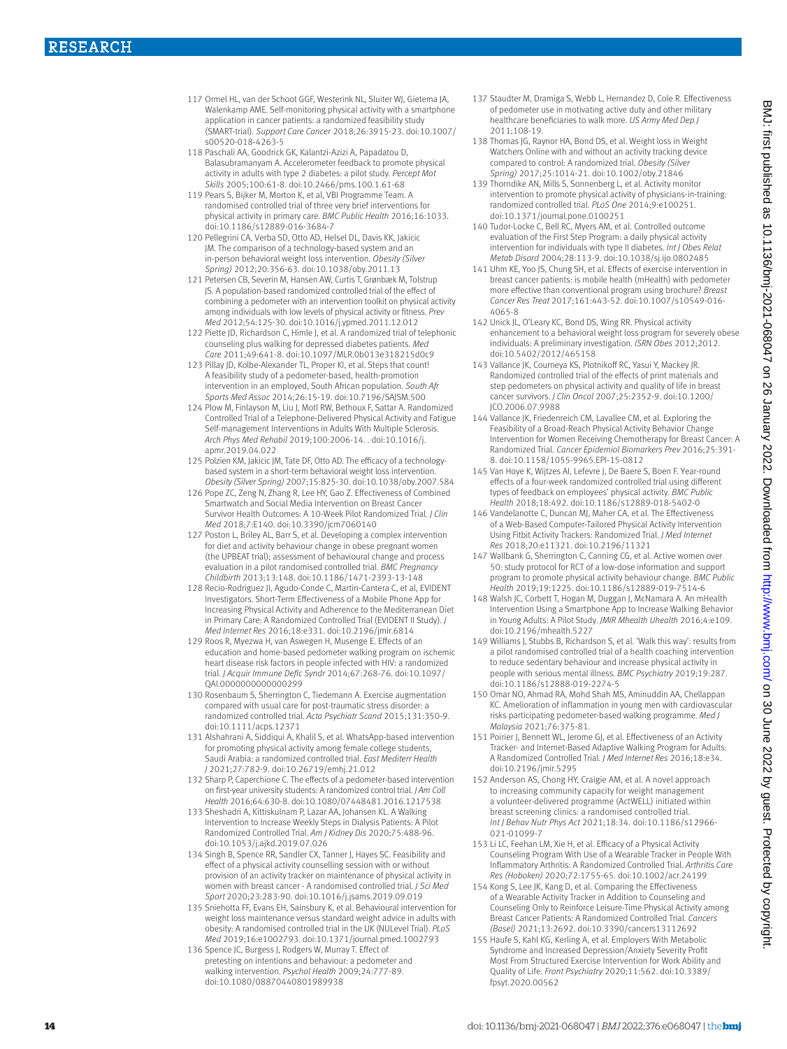117 Ormel HL, van der Schoot GGF, Westerink NL, Sluiter WJ, Gietema JA, Walenkamp AME. Self-monitoring physical activity with a smartphone application in cancer patients: a randomized feasibility study (SMART-trial). *Support Care Cancer* 2018;26:3915-23. doi:10.1007/s00520-018-4263-5

118 Paschali AA, Goodrick GK, Kalantzi-Azizi A, Papadatou D, Balasubramanyam A. Accelerometer feedback to promote physical activity in adults with type 2 diabetes: a pilot study. *Percept Mot Skills* 2005;100:61-8. doi:10.2466/pms.100.1.61-68

119 Pears S, Bijker M, Morton K, et al, VBI Programme Team. A randomised controlled trial of three very brief interventions for physical activity in primary care. *BMC Public Health* 2016;16:1033. doi:10.1186/s12889-016-3684-7

120 Pellegrini CA, Verba SD, Otto AD, Helsel DL, Davis KK, Jakicic JM. The comparison of a technology-based system and an in-person behavioral weight loss intervention. *Obesity (Silver Spring)* 2012;20:356-63. doi:10.1038/oby.2011.13

121 Petersen CB, Severin M, Hansen AW, Curtis T, Grønbæk M, Tolstrup JS. A population-based randomized controlled trial of the effect of combining a pedometer with an intervention toolkit on physical activity among individuals with low levels of physical activity or fitness. *Prev Med* 2012;54:125-30. doi:10.1016/j.ypmed.2011.12.012

122 Piette JD, Richardson C, Himle J, et al. A randomized trial of telephonic counseling plus walking for depressed diabetes patients. *Med Care* 2011;49:641-8. doi:10.1097/MLR.0b013e318215d0c9

123 Pillay JD, Kolbe-Alexander TL, Proper KI, et al. Steps that count! A feasibility study of a pedometer-based, health-promotion intervention in an employed, South African population. *South Afr Sports Med Assoc* 2014;26:15-19. doi:10.7196/SAJSM.500

124 Plow M, Finlayson M, Liu J, Motl RW, Bethoux F, Sattar A. Randomized Controlled Trial of a Telephone-Delivered Physical Activity and Fatigue Self-management Interventions in Adults With Multiple Sclerosis. *Arch Phys Med Rehabil* 2019;100:2006-14. . doi:10.1016/j.apmr.2019.04.022

125 Polzien KM, Jakicic JM, Tate DF, Otto AD. The efficacy of a technology-based system in a short-term behavioral weight loss intervention. *Obesity (Silver Spring)* 2007;15:825-30. doi:10.1038/oby.2007.584

126 Pope ZC, Zeng N, Zhang R, Lee HY, Gao Z. Effectiveness of Combined Smartwatch and Social Media Intervention on Breast Cancer Survivor Health Outcomes: A 10-Week Pilot Randomized Trial. *J Clin Med* 2018;7:E140. doi:10.3390/jcm7060140

127 Poston L, Briley AL, Barr S, et al. Developing a complex intervention for diet and activity behaviour change in obese pregnant women (the UPBEAT trial); assessment of behavioural change and process evaluation in a pilot randomised controlled trial. *BMC Pregnancy Childbirth* 2013;13:148. doi:10.1186/1471-2393-13-148

128 Recio-Rodriguez JI, Agudo-Conde C, Martin-Cantera C, et al, EVIDENT Investigators. Short-Term Effectiveness of a Mobile Phone App for Increasing Physical Activity and Adherence to the Mediterranean Diet in Primary Care: A Randomized Controlled Trial (EVIDENT II Study). *J Med Internet Res* 2016;18:e331. doi:10.2196/jmir.6814

129 Roos R, Myezwa H, van Aswegen H, Musenge E. Effects of an education and home-based pedometer walking program on ischemic heart disease risk factors in people infected with HIV: a randomized trial. *J Acquir Immune Defic Syndr* 2014;67:268-76. doi:10.1097/QAI.0000000000000299

130 Rosenbaum S, Sherrington C, Tiedemann A. Exercise augmentation compared with usual care for post-traumatic stress disorder: a randomized controlled trial. *Acta Psychiatr Scand* 2015;131:350-9. doi:10.1111/acps.12371

131 Alshahrani A, Siddiqui A, Khalil S, et al. WhatsApp-based intervention for promoting physical activity among female college students, Saudi Arabia: a randomized controlled trial. *East Mediterr Health J* 2021;27:782-9. doi:10.26719/emhj.21.012

132 Sharp P, Caperchione C. The effects of a pedometer-based intervention on first-year university students: A randomized control trial. *J Am Coll Health* 2016;64:630-8. doi:10.1080/07448481.2016.1217538

133 Sheshadri A, Kittiskulnam P, Lazar AA, Johansen KL. A Walking Intervention to Increase Weekly Steps in Dialysis Patients: A Pilot Randomized Controlled Trial. *Am J Kidney Dis* 2020;75:488-96. doi:10.1053/j.ajkd.2019.07.026

134 Singh B, Spence RR, Sandler CX, Tanner J, Hayes SC. Feasibility and effect of a physical activity counselling session with or without provision of an activity tracker on maintenance of physical activity in women with breast cancer - A randomised controlled trial. *J Sci Med Sport* 2020;23:283-90. doi:10.1016/j.jsams.2019.09.019

135 Sniehotta FF, Evans EH, Sainsbury K, et al. Behavioural intervention for weight loss maintenance versus standard weight advice in adults with obesity: A randomised controlled trial in the UK (NULevel Trial). *PLoS Med* 2019;16:e1002793. doi:10.1371/journal.pmed.1002793

136 Spence JC, Burgess J, Rodgers W, Murray T. Effect of pretesting on intentions and behaviour: a pedometer and walking intervention. *Psychol Health* 2009;24:777-89. doi:10.1080/08870440801989938

137 Staudter M, Dramiga S, Webb L, Hernandez D, Cole R. Effectiveness of pedometer use in motivating active duty and other military healthcare beneficiaries to walk more. *US Army Med Dep J* 2011;108-19.

138 Thomas JG, Raynor HA, Bond DS, et al. Weight loss in Weight Watchers Online with and without an activity tracking device compared to control: A randomized trial. *Obesity (Silver Spring)* 2017;25:1014-21. doi:10.1002/oby.21846

139 Thorndike AN, Mills S, Sonnenberg L, et al. Activity monitor intervention to promote physical activity of physicians-in-training: randomized controlled trial. *PLoS One* 2014;9:e100251. doi:10.1371/journal.pone.0100251

140 Tudor-Locke C, Bell RC, Myers AM, et al. Controlled outcome evaluation of the First Step Program: a daily physical activity intervention for individuals with type II diabetes. *Int J Obes Relat Metab Disord* 2004;28:113-9. doi:10.1038/sj.ijo.0802485

141 Uhm KE, Yoo JS, Chung SH, et al. Effects of exercise intervention in breast cancer patients: is mobile health (mHealth) with pedometer more effective than conventional program using brochure? *Breast Cancer Res Treat* 2017;161:443-52. doi:10.1007/s10549-016-4065-8

142 Unick JL, O'Leary KC, Bond DS, Wing RR. Physical activity enhancement to a behavioral weight loss program for severely obese individuals: A preliminary investigation. *ISRN Obes* 2012;2012. doi:10.5402/2012/465158

143 Vallance JK, Courneya KS, Plotnikoff RC, Yasui Y, Mackey JR. Randomized controlled trial of the effects of print materials and step pedometers on physical activity and quality of life in breast cancer survivors. *J Clin Oncol* 2007;25:2352-9. doi:10.1200/JCO.2006.07.9988

144 Vallance JK, Friedenreich CM, Lavallee CM, et al. Exploring the Feasibility of a Broad-Reach Physical Activity Behavior Change Intervention for Women Receiving Chemotherapy for Breast Cancer: A Randomized Trial. *Cancer Epidemiol Biomarkers Prev* 2016;25:391-8. doi:10.1158/1055-9965.EPI-15-0812

145 Van Hoye K, Wijtzes AI, Lefevre J, De Baere S, Boen F. Year-round effects of a four-week randomized controlled trial using different types of feedback on employees' physical activity. *BMC Public Health* 2018;18:492. doi:10.1186/s12889-018-5402-0

146 Vandelanotte C, Duncan MJ, Maher CA, et al. The Effectiveness of a Web-Based Computer-Tailored Physical Activity Intervention Using Fitbit Activity Trackers: Randomized Trial. *J Med Internet Res* 2018;20:e11321. doi:10.2196/11321

147 Wallbank G, Sherrington C, Canning CG, et al. Active women over 50: study protocol for RCT of a low-dose information and support program to promote physical activity behaviour change. *BMC Public Health* 2019;19:1225. doi:10.1186/s12889-019-7514-6

148 Walsh JC, Corbett T, Hogan M, Duggan J, McNamara A. An mHealth Intervention Using a Smartphone App to Increase Walking Behavior in Young Adults: A Pilot Study. *JMIR Mhealth Uhealth* 2016;4:e109. doi:10.2196/mhealth.5227

149 Williams J, Stubbs B, Richardson S, et al. 'Walk this way': results from a pilot randomised controlled trial of a health coaching intervention to reduce sedentary behaviour and increase physical activity in people with serious mental illness. *BMC Psychiatry* 2019;19:287. doi:10.1186/s12888-019-2274-5

150 Omar NO, Ahmad RA, Mohd Shah MS, Aminuddin AA, Chellappan KC. Amelioration of inflammation in young men with cardiovascular risks participating pedometer-based walking programme. *Med J Malaysia* 2021;76:375-81.

151 Poirier J, Bennett WL, Jerome GJ, et al. Effectiveness of an Activity Tracker- and Internet-Based Adaptive Walking Program for Adults: A Randomized Controlled Trial. *J Med Internet Res* 2016;18:e34. doi:10.2196/jmir.5295

152 Anderson AS, Chong HY, Craigie AM, et al. A novel approach to increasing community capacity for weight management a volunteer-delivered programme (ActWELL) initiated within breast screening clinics: a randomised controlled trial. *Int J Behav Nutr Phys Act* 2021;18:34. doi:10.1186/s12966-021-01099-7

153 Li LC, Feehan LM, Xie H, et al. Efficacy of a Physical Activity Counseling Program With Use of a Wearable Tracker in People With Inflammatory Arthritis: A Randomized Controlled Trial. *Arthritis Care Res (Hoboken)* 2020;72:1755-65. doi:10.1002/acr.24199

154 Kong S, Lee JK, Kang D, et al. Comparing the Effectiveness of a Wearable Activity Tracker in Addition to Counseling and Counseling Only to Reinforce Leisure-Time Physical Activity among Breast Cancer Patients: A Randomized Controlled Trial. *Cancers (Basel)* 2021;13:2692. doi:10.3390/cancers13112692

155 Haufe S, Kahl KG, Kerling A, et al. Employers With Metabolic Syndrome and Increased Depression/Anxiety Severity Profit Most From Structured Exercise Intervention for Work Ability and Quality of Life. *Front Psychiatry* 2020;11:562. doi:10.3389/fpsyt.2020.00562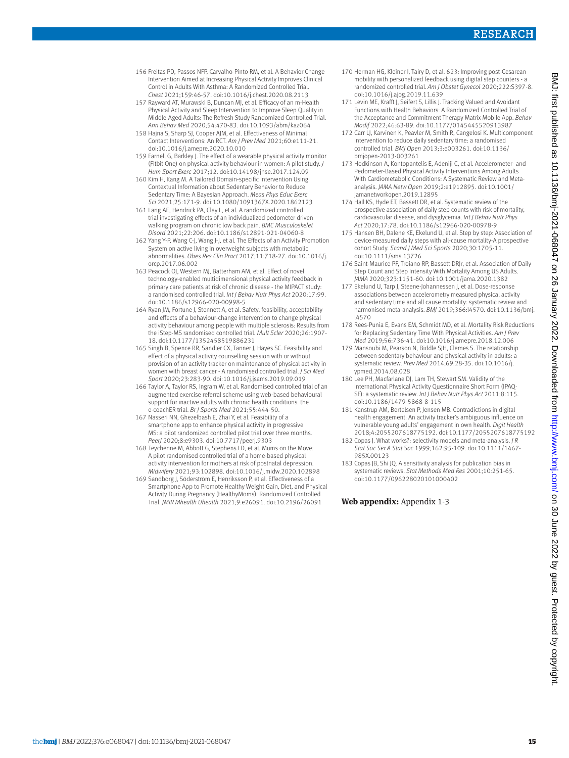156 Freitas PD, Passos NFP, Carvalho-Pinto RM, et al. A Behavior Change Intervention Aimed at Increasing Physical Activity Improves Clinical Control in Adults With Asthma: A Randomized Controlled Trial. *Chest* 2021;159:46-57. doi:10.1016/j.chest.2020.08.2113

157 Rayward AT, Murawski B, Duncan MJ, et al. Efficacy of an m-Health Physical Activity and Sleep Intervention to Improve Sleep Quality in Middle-Aged Adults: The Refresh Study Randomized Controlled Trial. *Ann Behav Med* 2020;54:470-83. doi:10.1093/abm/kaz064

158 Hajna S, Sharp SJ, Cooper AJM, et al. Effectiveness of Minimal Contact Interventions: An RCT. *Am J Prev Med* 2021;60:e111-21. doi:10.1016/j.amepre.2020.10.010

159 Farnell G, Barkley J. The effect of a wearable physical activity monitor (Fitbit One) on physical activity behaviour in women: A pilot study. *J Hum Sport Exerc* 2017;12. doi:10.14198/jhse.2017.124.09

160 Kim H, Kang M. A Tailored Domain-specific Intervention Using Contextual Information about Sedentary Behavior to Reduce Sedentary Time: A Bayesian Approach. *Meas Phys Educ Exerc Sci* 2021;25:171-9. doi:10.1080/1091367X.2020.1862123

161 Lang AE, Hendrick PA, Clay L, et al. A randomized controlled trial investigating effects of an individualized pedometer driven walking program on chronic low back pain. *BMC Musculoskelet Disord* 2021;22:206. doi:10.1186/s12891-021-04060-8

162 Yang Y-P, Wang C-J, Wang J-J, et al. The Effects of an Activity Promotion System on active living in overweight subjects with metabolic abnormalities. *Obes Res Clin Pract* 2017;11:718-27. doi:10.1016/j.orcp.2017.06.002

163 Peacock OJ, Western MJ, Batterham AM, et al. Effect of novel technology-enabled multidimensional physical activity feedback in primary care patients at risk of chronic disease - the MIPACT study: a randomised controlled trial. *Int J Behav Nutr Phys Act* 2020;17:99. doi:10.1186/s12966-020-00998-5

164 Ryan JM, Fortune J, Stennett A, et al. Safety, feasibility, acceptability and effects of a behaviour-change intervention to change physical activity behaviour among people with multiple sclerosis: Results from the iStep-MS randomised controlled trial. *Mult Scler* 2020;26:1907-18. doi:10.1177/1352458519886231

165 Singh B, Spence RR, Sandler CX, Tanner J, Hayes SC. Feasibility and effect of a physical activity counselling session with or without provision of an activity tracker on maintenance of physical activity in women with breast cancer - A randomised controlled trial. *J Sci Med Sport* 2020;23:283-90. doi:10.1016/j.jsams.2019.09.019

166 Taylor A, Taylor RS, Ingram W, et al. Randomised controlled trial of an augmented exercise referral scheme using web-based behavioural support for inactive adults with chronic health conditions: the e-coachER trial. *Br J Sports Med* 2021;55:444-50.

167 Nasseri NN, Ghezelbash E, Zhai Y, et al. Feasibility of a smartphone app to enhance physical activity in progressive MS: a pilot randomized controlled pilot trial over three months. *PeerJ* 2020;8:e9303. doi:10.7717/peerj.9303

168 Teychenne M, Abbott G, Stephens LD, et al. Mums on the Move: A pilot randomised controlled trial of a home-based physical activity intervention for mothers at risk of postnatal depression. *Midwifery* 2021;93:102898. doi:10.1016/j.midw.2020.102898

169 Sandborg J, Söderström E, Henriksson P, et al. Effectiveness of a Smartphone App to Promote Healthy Weight Gain, Diet, and Physical Activity During Pregnancy (HealthyMoms): Randomized Controlled Trial. *JMIR Mhealth Uhealth* 2021;9:e26091. doi:10.2196/26091

170 Herman HG, Kleiner I, Tairy D, et al. 623: Improving post-Cesarean mobility with personalized feedback using digital step counters - a randomized controlled trial. *Am J Obstet Gynecol* 2020;222:S397-8. doi:10.1016/j.ajog.2019.11.639

171 Levin ME, Krafft J, Seifert S, Lillis J. Tracking Valued and Avoidant Functions with Health Behaviors: A Randomized Controlled Trial of the Acceptance and Commitment Therapy Matrix Mobile App. *Behav Modif* 2022;46:63-89. doi:10.1177/0145445520913987

172 Carr LJ, Karvinen K, Peavler M, Smith R, Cangelosi K. Multicomponent intervention to reduce daily sedentary time: a randomised controlled trial. *BMJ Open* 2013;3:e003261. doi:10.1136/bmjopen-2013-003261

173 Hodkinson A, Kontopantelis E, Adeniji C, et al. Accelerometer- and Pedometer-Based Physical Activity Interventions Among Adults With Cardiometabolic Conditions: A Systematic Review and Meta-analysis. *JAMA Netw Open* 2019;2:e1912895. doi:10.1001/jamanetworkopen.2019.12895

174 Hall KS, Hyde ET, Bassett DR, et al. Systematic review of the prospective association of daily step counts with risk of mortality, cardiovascular disease, and dysglycemia. *Int J Behav Nutr Phys Act* 2020;17:78. doi:10.1186/s12966-020-00978-9

175 Hansen BH, Dalene KE, Ekelund U, et al. Step by step: Association of device-measured daily steps with all-cause mortality-A prospective cohort Study. *Scand J Med Sci Sports* 2020;30:1705-11. doi:10.1111/sms.13726

176 Saint-Maurice PF, Troiano RP, Bassett DRJr, et al. Association of Daily Step Count and Step Intensity With Mortality Among US Adults. *JAMA* 2020;323:1151-60. doi:10.1001/jama.2020.1382

177 Ekelund U, Tarp J, Steene-Johannessen J, et al. Dose-response associations between accelerometry measured physical activity and sedentary time and all cause mortality: systematic review and harmonised meta-analysis. *BMJ* 2019;366:l4570. doi:10.1136/bmj.l4570

178 Rees-Punia E, Evans EM, Schmidt MD, et al. Mortality Risk Reductions for Replacing Sedentary Time With Physical Activities. *Am J Prev Med* 2019;56:736-41. doi:10.1016/j.amepre.2018.12.006

179 Mansoubi M, Pearson N, Biddle SJH, Clemes S. The relationship between sedentary behaviour and physical activity in adults: a systematic review. *Prev Med* 2014;69:28-35. doi:10.1016/j.ypmed.2014.08.028

180 Lee PH, Macfarlane DJ, Lam TH, Stewart SM. Validity of the International Physical Activity Questionnaire Short Form (IPAQ-SF): a systematic review. *Int J Behav Nutr Phys Act* 2011;8:115. doi:10.1186/1479-5868-8-115

181 Kanstrup AM, Bertelsen P, Jensen MB. Contradictions in digital health engagement: An activity tracker's ambiguous influence on vulnerable young adults' engagement in own health. *Digit Health* 2018;4:2055207618775192. doi:10.1177/2055207618775192

182 Copas J. What works?: selectivity models and meta-analysis. *J R Stat Soc Ser A Stat Soc* 1999;162:95-109. doi:10.1111/1467-985X.00123

183 Copas JB, Shi JQ. A sensitivity analysis for publication bias in systematic reviews. *Stat Methods Med Res* 2001;10:251-65. doi:10.1177/096228020101000402

**Web appendix:** Appendix 1-3